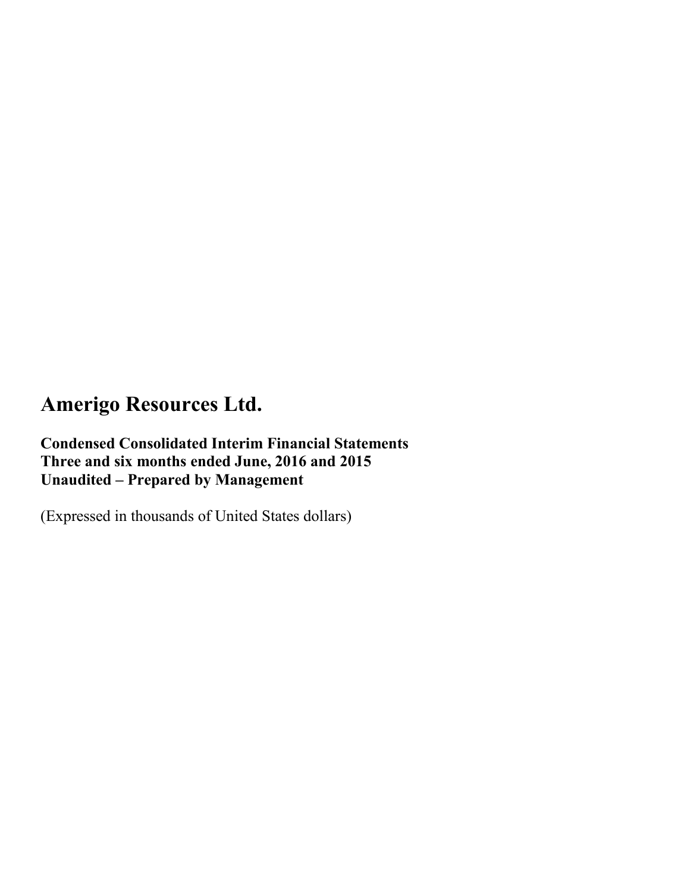# Amerigo Resources Ltd.

**Condensed Consolidated Interim Financial Statements**
**Three and six months ended June, 2016 and 2015**
**Unaudited – Prepared by Management**

(Expressed in thousands of United States dollars)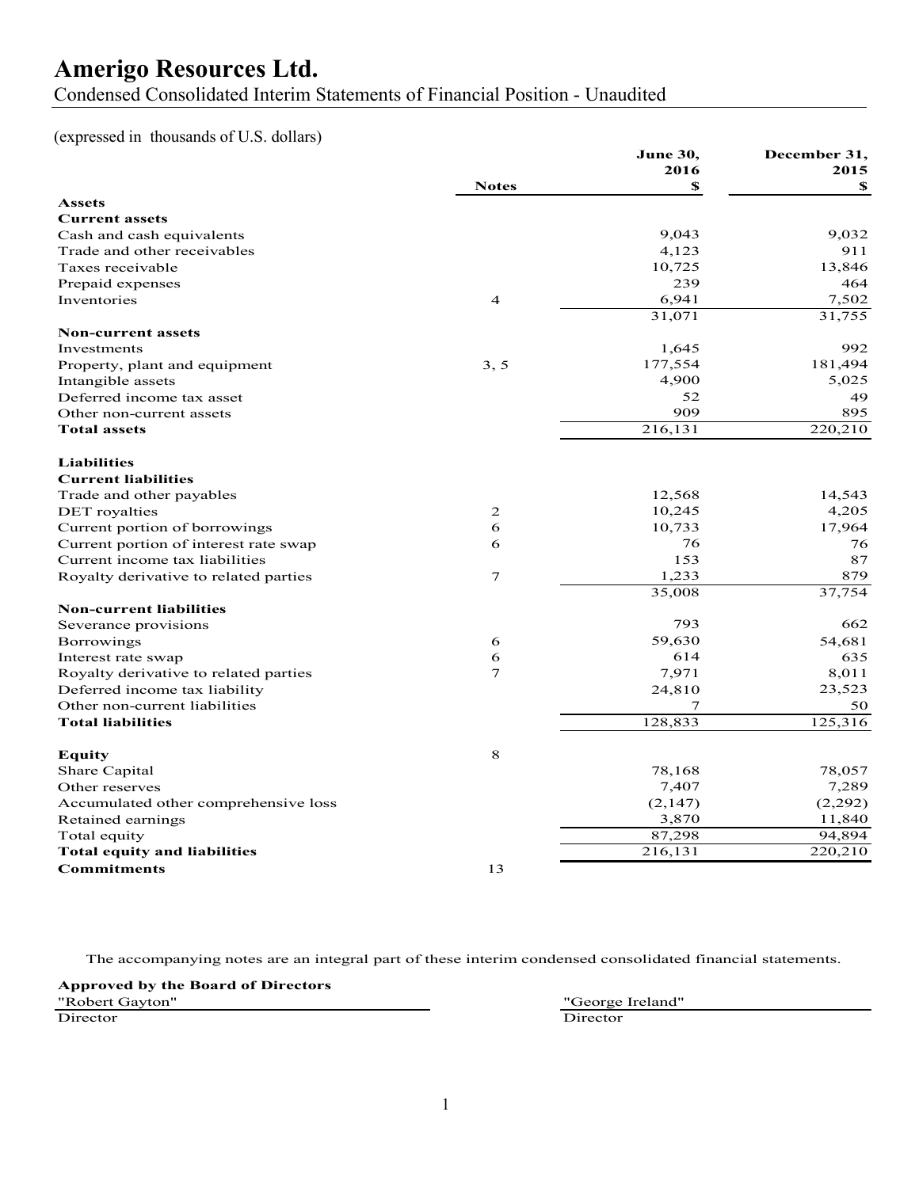# Amerigo Resources Ltd.

Condensed Consolidated Interim Statements of Financial Position - Unaudited

(expressed in thousands of U.S. dollars)

| | Notes | June 30, 2016 $ | December 31, 2015 $ |
|---|---|---|---|
| **Assets** | | | |
| **Current assets** | | | |
| Cash and cash equivalents | | 9,043 | 9,032 |
| Trade and other receivables | | 4,123 | 911 |
| Taxes receivable | | 10,725 | 13,846 |
| Prepaid expenses | | 239 | 464 |
| Inventories | 4 | 6,941 | 7,502 |
| | | 31,071 | 31,755 |
| **Non-current assets** | | | |
| Investments | | 1,645 | 992 |
| Property, plant and equipment | 3, 5 | 177,554 | 181,494 |
| Intangible assets | | 4,900 | 5,025 |
| Deferred income tax asset | | 52 | 49 |
| Other non-current assets | | 909 | 895 |
| **Total assets** | | 216,131 | 220,210 |
| **Liabilities** | | | |
| **Current liabilities** | | | |
| Trade and other payables | | 12,568 | 14,543 |
| DET royalties | 2 | 10,245 | 4,205 |
| Current portion of borrowings | 6 | 10,733 | 17,964 |
| Current portion of interest rate swap | 6 | 76 | 76 |
| Current income tax liabilities | | 153 | 87 |
| Royalty derivative to related parties | 7 | 1,233 | 879 |
| | | 35,008 | 37,754 |
| **Non-current liabilities** | | | |
| Severance provisions | | 793 | 662 |
| Borrowings | 6 | 59,630 | 54,681 |
| Interest rate swap | 6 | 614 | 635 |
| Royalty derivative to related parties | 7 | 7,971 | 8,011 |
| Deferred income tax liability | | 24,810 | 23,523 |
| Other non-current liabilities | | 7 | 50 |
| **Total liabilities** | | 128,833 | 125,316 |
| **Equity** | 8 | | |
| Share Capital | | 78,168 | 78,057 |
| Other reserves | | 7,407 | 7,289 |
| Accumulated other comprehensive loss | | (2,147) | (2,292) |
| Retained earnings | | 3,870 | 11,840 |
| Total equity | | 87,298 | 94,894 |
| **Total equity and liabilities** | | 216,131 | 220,210 |
| **Commitments** | 13 | | |

The accompanying notes are an integral part of these interim condensed consolidated financial statements.

**Approved by the Board of Directors**

| "Robert Gayton" | "George Ireland" |
|---|---|
| Director | Director |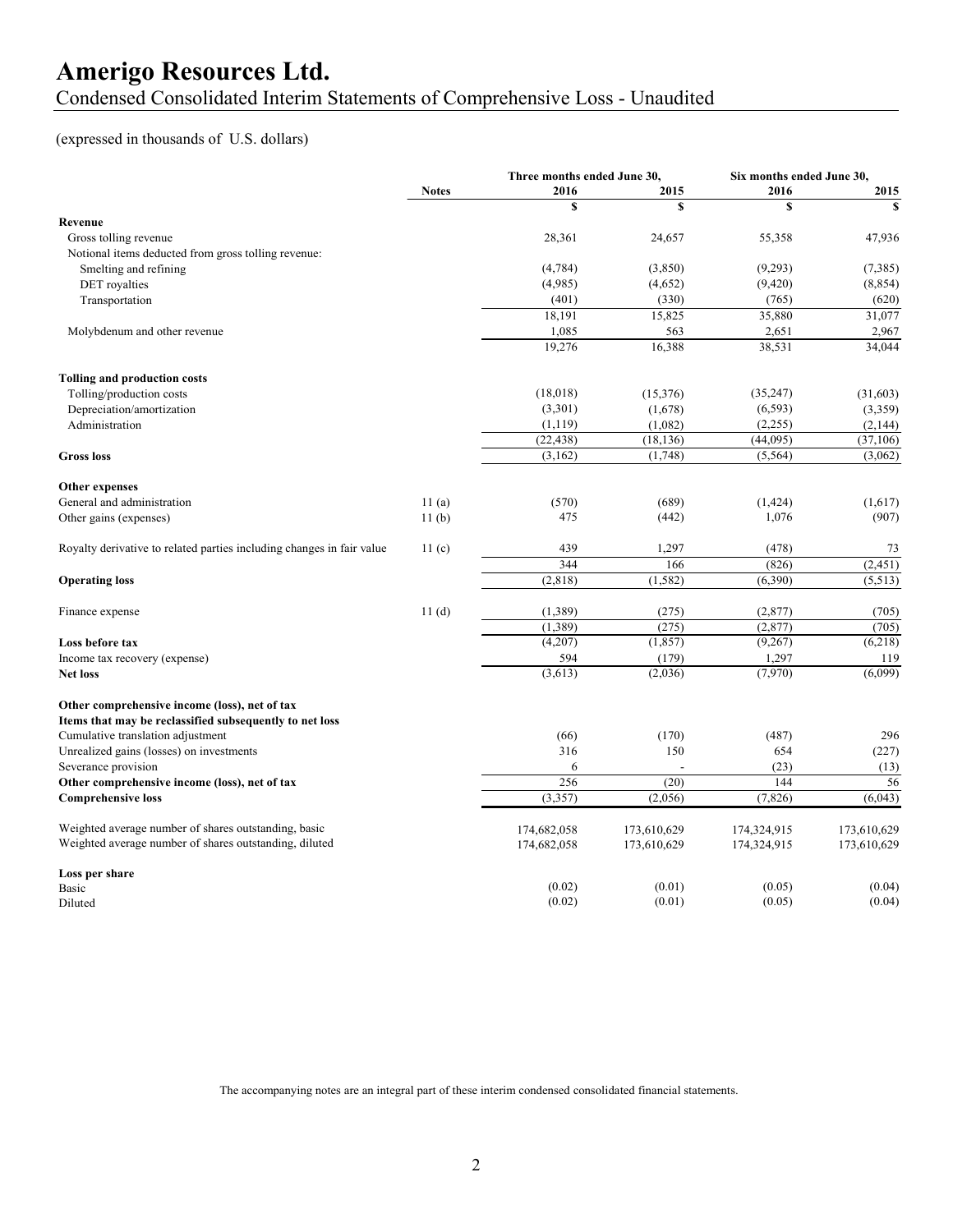# Amerigo Resources Ltd.

## Condensed Consolidated Interim Statements of Comprehensive Loss - Unaudited

(expressed in thousands of U.S. dollars)

| | Notes | Three months ended June 30, 2016 | Three months ended June 30, 2015 | Six months ended June 30, 2016 | Six months ended June 30, 2015 |
|---|---|---|---|---|---|
| | | $ | $ | $ | $ |
| **Revenue** | | | | | |
| Gross tolling revenue | | 28,361 | 24,657 | 55,358 | 47,936 |
| Notional items deducted from gross tolling revenue: | | | | | |
| Smelting and refining | | (4,784) | (3,850) | (9,293) | (7,385) |
| DET royalties | | (4,985) | (4,652) | (9,420) | (8,854) |
| Transportation | | (401) | (330) | (765) | (620) |
| | | 18,191 | 15,825 | 35,880 | 31,077 |
| Molybdenum and other revenue | | 1,085 | 563 | 2,651 | 2,967 |
| | | 19,276 | 16,388 | 38,531 | 34,044 |
| **Tolling and production costs** | | | | | |
| Tolling/production costs | | (18,018) | (15,376) | (35,247) | (31,603) |
| Depreciation/amortization | | (3,301) | (1,678) | (6,593) | (3,359) |
| Administration | | (1,119) | (1,082) | (2,255) | (2,144) |
| | | (22,438) | (18,136) | (44,095) | (37,106) |
| **Gross loss** | | (3,162) | (1,748) | (5,564) | (3,062) |
| **Other expenses** | | | | | |
| General and administration | 11 (a) | (570) | (689) | (1,424) | (1,617) |
| Other gains (expenses) | 11 (b) | 475 | (442) | 1,076 | (907) |
| Royalty derivative to related parties including changes in fair value | 11 (c) | 439 | 1,297 | (478) | 73 |
| | | 344 | 166 | (826) | (2,451) |
| **Operating loss** | | (2,818) | (1,582) | (6,390) | (5,513) |
| Finance expense | 11 (d) | (1,389) | (275) | (2,877) | (705) |
| | | (1,389) | (275) | (2,877) | (705) |
| **Loss before tax** | | (4,207) | (1,857) | (9,267) | (6,218) |
| Income tax recovery (expense) | | 594 | (179) | 1,297 | 119 |
| **Net loss** | | (3,613) | (2,036) | (7,970) | (6,099) |
| **Other comprehensive income (loss), net of tax** | | | | | |
| **Items that may be reclassified subsequently to net loss** | | | | | |
| Cumulative translation adjustment | | (66) | (170) | (487) | 296 |
| Unrealized gains (losses) on investments | | 316 | 150 | 654 | (227) |
| Severance provision | | 6 | - | (23) | (13) |
| **Other comprehensive income (loss), net of tax** | | 256 | (20) | 144 | 56 |
| **Comprehensive loss** | | (3,357) | (2,056) | (7,826) | (6,043) |
| Weighted average number of shares outstanding, basic | | 174,682,058 | 173,610,629 | 174,324,915 | 173,610,629 |
| Weighted average number of shares outstanding, diluted | | 174,682,058 | 173,610,629 | 174,324,915 | 173,610,629 |
| **Loss per share** | | | | | |
| Basic | | (0.02) | (0.01) | (0.05) | (0.04) |
| Diluted | | (0.02) | (0.01) | (0.05) | (0.04) |

The accompanying notes are an integral part of these interim condensed consolidated financial statements.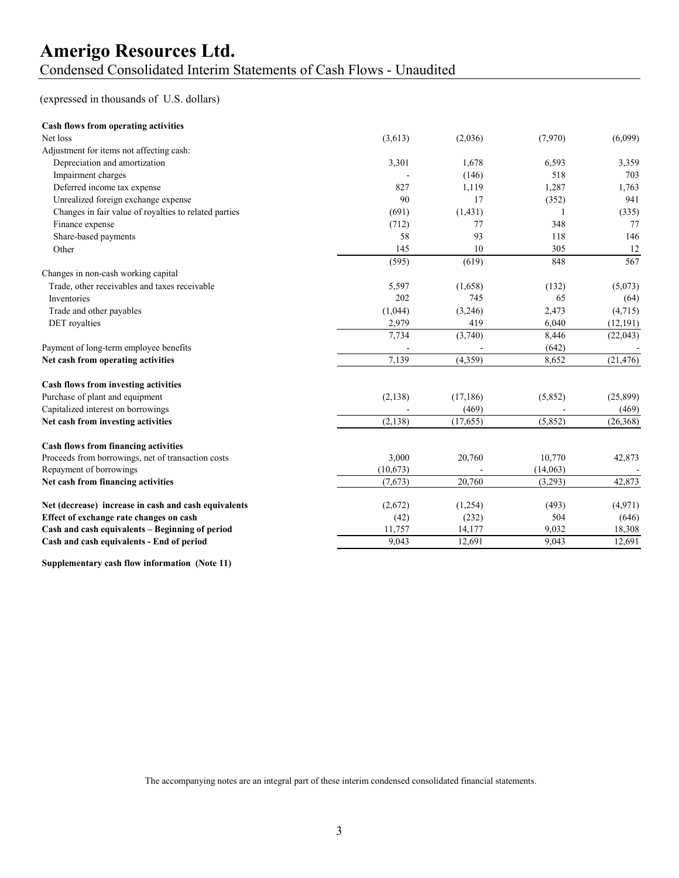# Amerigo Resources Ltd.

Condensed Consolidated Interim Statements of Cash Flows - Unaudited

(expressed in thousands of U.S. dollars)

| | | | | |
|---|---|---|---|---|
| **Cash flows from operating activities** | | | | |
| Net loss | (3,613) | (2,036) | (7,970) | (6,099) |
| Adjustment for items not affecting cash: | | | | |
| Depreciation and amortization | 3,301 | 1,678 | 6,593 | 3,359 |
| Impairment charges | - | (146) | 518 | 703 |
| Deferred income tax expense | 827 | 1,119 | 1,287 | 1,763 |
| Unrealized foreign exchange expense | 90 | 17 | (352) | 941 |
| Changes in fair value of royalties to related parties | (691) | (1,431) | 1 | (335) |
| Finance expense | (712) | 77 | 348 | 77 |
| Share-based payments | 58 | 93 | 118 | 146 |
| Other | 145 | 10 | 305 | 12 |
| | (595) | (619) | 848 | 567 |
| Changes in non-cash working capital | | | | |
| Trade, other receivables and taxes receivable | 5,597 | (1,658) | (132) | (5,073) |
| Inventories | 202 | 745 | 65 | (64) |
| Trade and other payables | (1,044) | (3,246) | 2,473 | (4,715) |
| DET royalties | 2,979 | 419 | 6,040 | (12,191) |
| | 7,734 | (3,740) | 8,446 | (22,043) |
| Payment of long-term employee benefits | - | - | (642) | - |
| **Net cash from operating activities** | 7,139 | (4,359) | 8,652 | (21,476) |
| | | | | |
| **Cash flows from investing activities** | | | | |
| Purchase of plant and equipment | (2,138) | (17,186) | (5,852) | (25,899) |
| Capitalized interest on borrowings | - | (469) | - | (469) |
| **Net cash from investing activities** | (2,138) | (17,655) | (5,852) | (26,368) |
| | | | | |
| **Cash flows from financing activities** | | | | |
| Proceeds from borrowings, net of transaction costs | 3,000 | 20,760 | 10,770 | 42,873 |
| Repayment of borrowings | (10,673) | - | (14,063) | - |
| **Net cash from financing activities** | (7,673) | 20,760 | (3,293) | 42,873 |
| | | | | |
| **Net (decrease) increase in cash and cash equivalents** | (2,672) | (1,254) | (493) | (4,971) |
| **Effect of exchange rate changes on cash** | (42) | (232) | 504 | (646) |
| **Cash and cash equivalents – Beginning of period** | 11,757 | 14,177 | 9,032 | 18,308 |
| **Cash and cash equivalents - End of period** | 9,043 | 12,691 | 9,043 | 12,691 |

**Supplementary cash flow information (Note 11)**

The accompanying notes are an integral part of these interim condensed consolidated financial statements.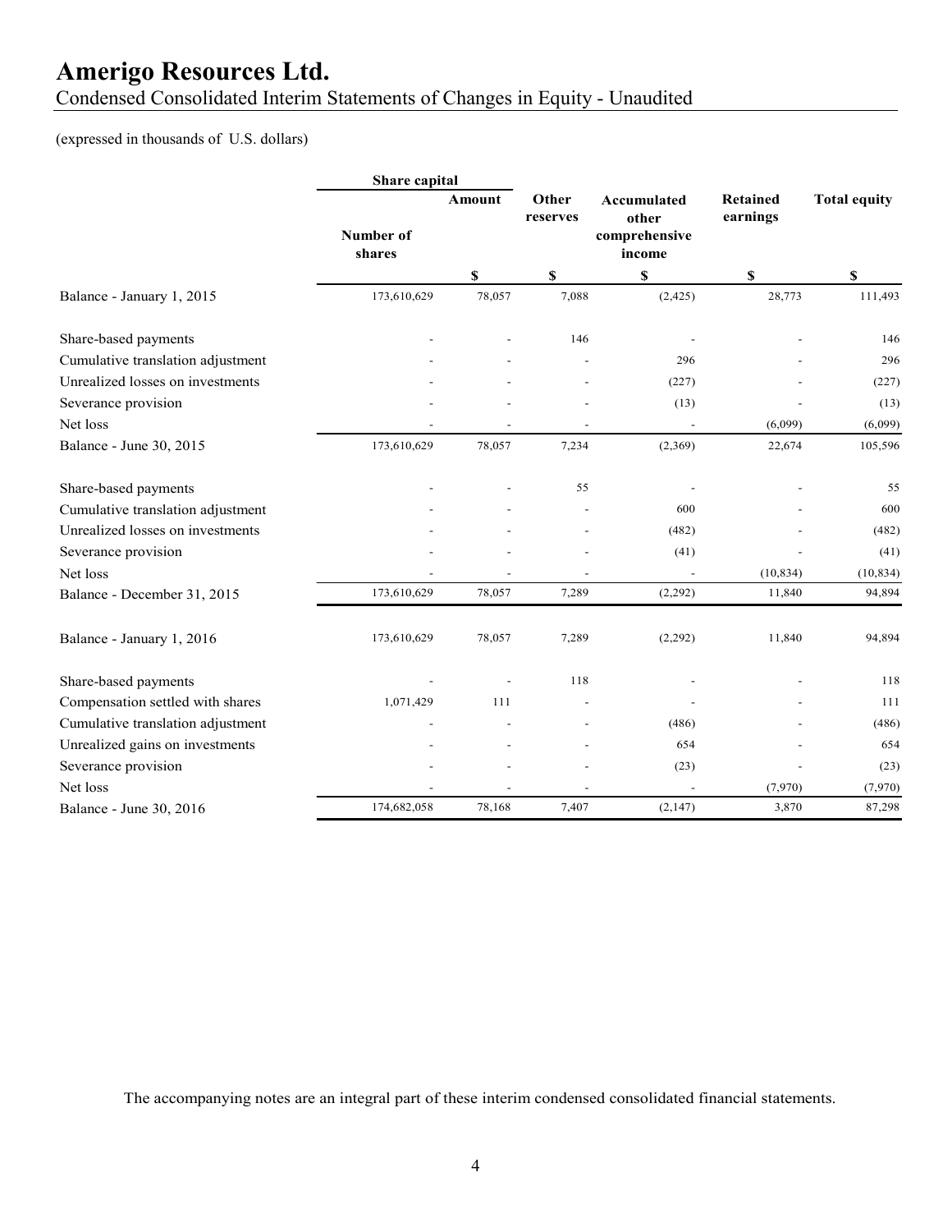# Amerigo Resources Ltd.

Condensed Consolidated Interim Statements of Changes in Equity - Unaudited

(expressed in thousands of U.S. dollars)

| | Share capital | | | | | |
|---|---|---|---|---|---|---|
| | Number of shares | Amount | Other reserves | Accumulated other comprehensive income | Retained earnings | Total equity |
| | | $ | $ | $ | $ | $ |
| Balance - January 1, 2015 | 173,610,629 | 78,057 | 7,088 | (2,425) | 28,773 | 111,493 |
| Share-based payments | - | - | 146 | - | - | 146 |
| Cumulative translation adjustment | - | - | - | 296 | - | 296 |
| Unrealized losses on investments | - | - | - | (227) | - | (227) |
| Severance provision | - | - | - | (13) | - | (13) |
| Net loss | - | - | - | - | (6,099) | (6,099) |
| Balance - June 30, 2015 | 173,610,629 | 78,057 | 7,234 | (2,369) | 22,674 | 105,596 |
| Share-based payments | - | - | 55 | - | - | 55 |
| Cumulative translation adjustment | - | - | - | 600 | - | 600 |
| Unrealized losses on investments | - | - | - | (482) | - | (482) |
| Severance provision | - | - | - | (41) | - | (41) |
| Net loss | - | - | - | - | (10,834) | (10,834) |
| Balance - December 31, 2015 | 173,610,629 | 78,057 | 7,289 | (2,292) | 11,840 | 94,894 |
| Balance - January 1, 2016 | 173,610,629 | 78,057 | 7,289 | (2,292) | 11,840 | 94,894 |
| Share-based payments | - | - | 118 | - | - | 118 |
| Compensation settled with shares | 1,071,429 | 111 | - | - | - | 111 |
| Cumulative translation adjustment | - | - | - | (486) | - | (486) |
| Unrealized gains on investments | - | - | - | 654 | - | 654 |
| Severance provision | - | - | - | (23) | - | (23) |
| Net loss | - | - | - | - | (7,970) | (7,970) |
| Balance - June 30, 2016 | 174,682,058 | 78,168 | 7,407 | (2,147) | 3,870 | 87,298 |

The accompanying notes are an integral part of these interim condensed consolidated financial statements.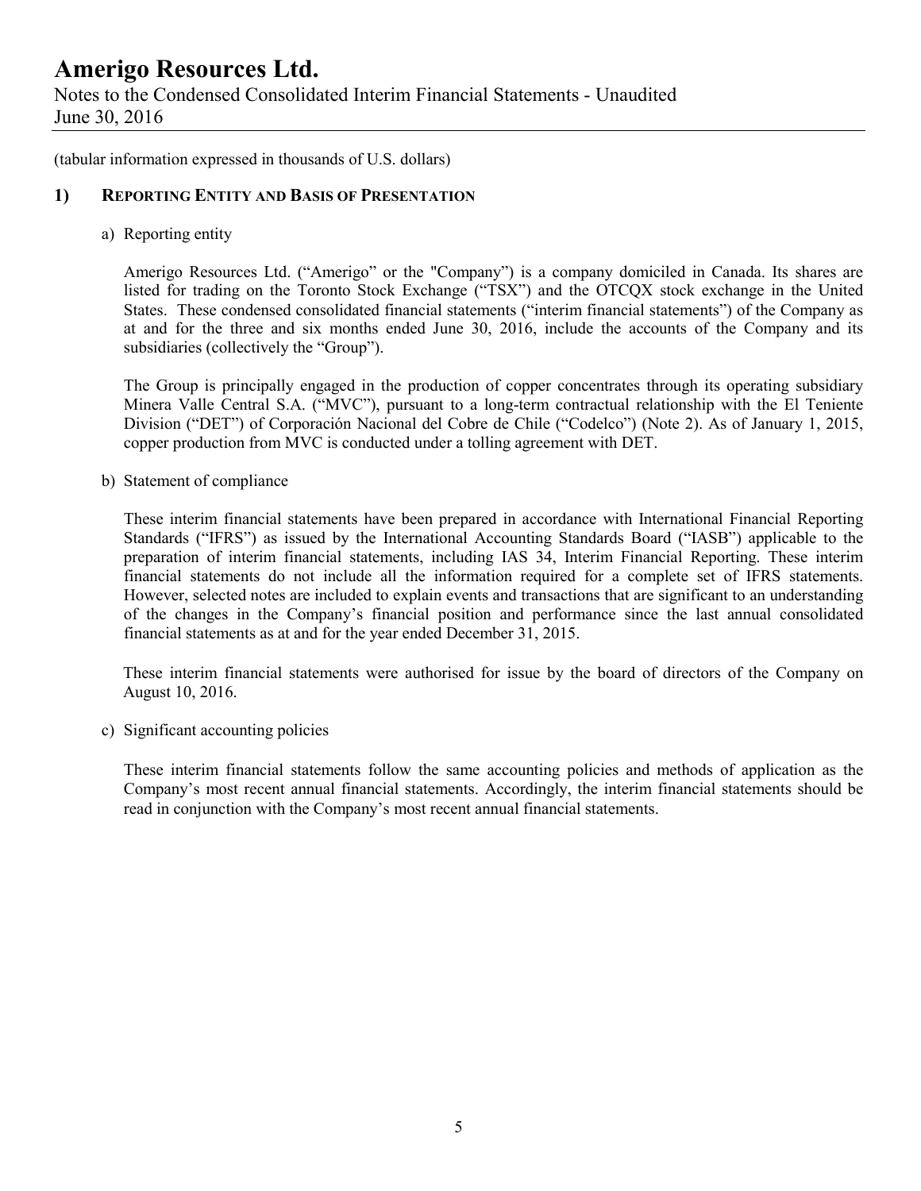(tabular information expressed in thousands of U.S. dollars)

## 1) REPORTING ENTITY AND BASIS OF PRESENTATION

a) Reporting entity

Amerigo Resources Ltd. ("Amerigo" or the "Company") is a company domiciled in Canada. Its shares are listed for trading on the Toronto Stock Exchange ("TSX") and the OTCQX stock exchange in the United States. These condensed consolidated financial statements ("interim financial statements") of the Company as at and for the three and six months ended June 30, 2016, include the accounts of the Company and its subsidiaries (collectively the "Group").

The Group is principally engaged in the production of copper concentrates through its operating subsidiary Minera Valle Central S.A. ("MVC"), pursuant to a long-term contractual relationship with the El Teniente Division ("DET") of Corporación Nacional del Cobre de Chile ("Codelco") (Note 2). As of January 1, 2015, copper production from MVC is conducted under a tolling agreement with DET.

b) Statement of compliance

These interim financial statements have been prepared in accordance with International Financial Reporting Standards ("IFRS") as issued by the International Accounting Standards Board ("IASB") applicable to the preparation of interim financial statements, including IAS 34, Interim Financial Reporting. These interim financial statements do not include all the information required for a complete set of IFRS statements. However, selected notes are included to explain events and transactions that are significant to an understanding of the changes in the Company's financial position and performance since the last annual consolidated financial statements as at and for the year ended December 31, 2015.

These interim financial statements were authorised for issue by the board of directors of the Company on August 10, 2016.

c) Significant accounting policies

These interim financial statements follow the same accounting policies and methods of application as the Company's most recent annual financial statements. Accordingly, the interim financial statements should be read in conjunction with the Company's most recent annual financial statements.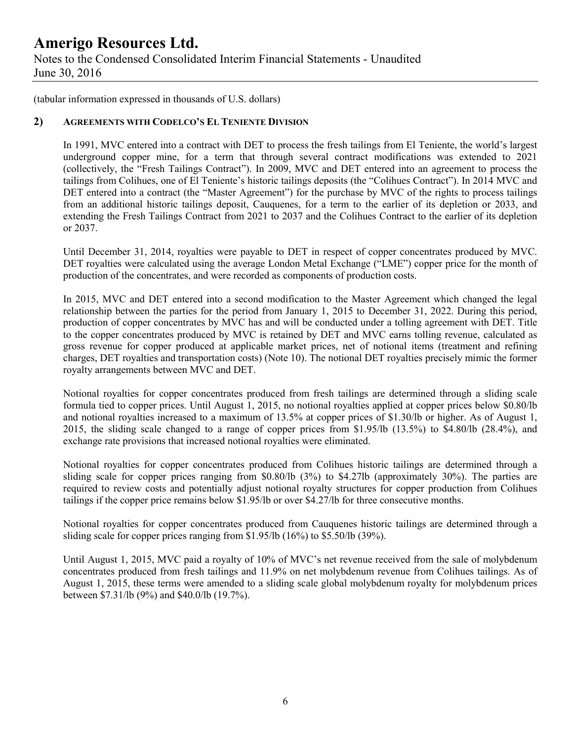(tabular information expressed in thousands of U.S. dollars)

## 2) AGREEMENTS WITH CODELCO'S EL TENIENTE DIVISION

In 1991, MVC entered into a contract with DET to process the fresh tailings from El Teniente, the world's largest underground copper mine, for a term that through several contract modifications was extended to 2021 (collectively, the "Fresh Tailings Contract"). In 2009, MVC and DET entered into an agreement to process the tailings from Colihues, one of El Teniente's historic tailings deposits (the "Colihues Contract"). In 2014 MVC and DET entered into a contract (the "Master Agreement") for the purchase by MVC of the rights to process tailings from an additional historic tailings deposit, Cauquenes, for a term to the earlier of its depletion or 2033, and extending the Fresh Tailings Contract from 2021 to 2037 and the Colihues Contract to the earlier of its depletion or 2037.

Until December 31, 2014, royalties were payable to DET in respect of copper concentrates produced by MVC. DET royalties were calculated using the average London Metal Exchange ("LME") copper price for the month of production of the concentrates, and were recorded as components of production costs.

In 2015, MVC and DET entered into a second modification to the Master Agreement which changed the legal relationship between the parties for the period from January 1, 2015 to December 31, 2022. During this period, production of copper concentrates by MVC has and will be conducted under a tolling agreement with DET. Title to the copper concentrates produced by MVC is retained by DET and MVC earns tolling revenue, calculated as gross revenue for copper produced at applicable market prices, net of notional items (treatment and refining charges, DET royalties and transportation costs) (Note 10). The notional DET royalties precisely mimic the former royalty arrangements between MVC and DET.

Notional royalties for copper concentrates produced from fresh tailings are determined through a sliding scale formula tied to copper prices. Until August 1, 2015, no notional royalties applied at copper prices below $0.80/lb and notional royalties increased to a maximum of 13.5% at copper prices of $1.30/lb or higher. As of August 1, 2015, the sliding scale changed to a range of copper prices from $1.95/lb (13.5%) to $4.80/lb (28.4%), and exchange rate provisions that increased notional royalties were eliminated.

Notional royalties for copper concentrates produced from Colihues historic tailings are determined through a sliding scale for copper prices ranging from $0.80/lb (3%) to $4.27lb (approximately 30%). The parties are required to review costs and potentially adjust notional royalty structures for copper production from Colihues tailings if the copper price remains below $1.95/lb or over $4.27/lb for three consecutive months.

Notional royalties for copper concentrates produced from Cauquenes historic tailings are determined through a sliding scale for copper prices ranging from $1.95/lb (16%) to $5.50/lb (39%).

Until August 1, 2015, MVC paid a royalty of 10% of MVC's net revenue received from the sale of molybdenum concentrates produced from fresh tailings and 11.9% on net molybdenum revenue from Colihues tailings. As of August 1, 2015, these terms were amended to a sliding scale global molybdenum royalty for molybdenum prices between $7.31/lb (9%) and $40.0/lb (19.7%).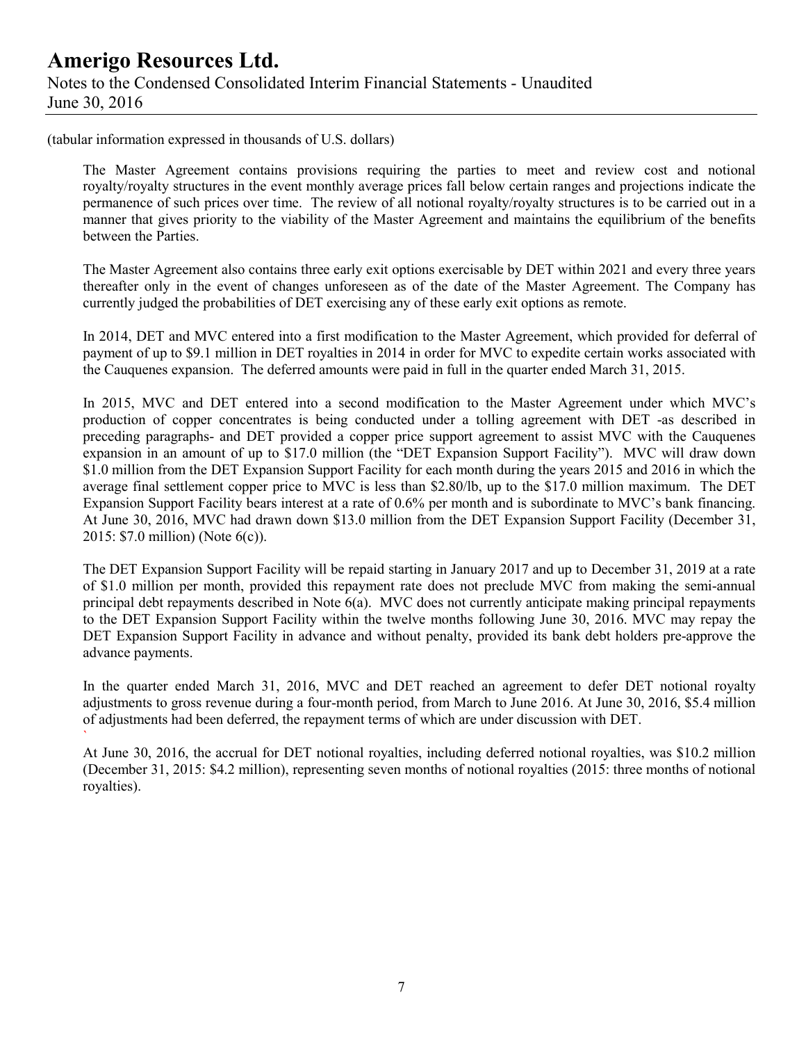(tabular information expressed in thousands of U.S. dollars)

The Master Agreement contains provisions requiring the parties to meet and review cost and notional royalty/royalty structures in the event monthly average prices fall below certain ranges and projections indicate the permanence of such prices over time. The review of all notional royalty/royalty structures is to be carried out in a manner that gives priority to the viability of the Master Agreement and maintains the equilibrium of the benefits between the Parties.

The Master Agreement also contains three early exit options exercisable by DET within 2021 and every three years thereafter only in the event of changes unforeseen as of the date of the Master Agreement. The Company has currently judged the probabilities of DET exercising any of these early exit options as remote.

In 2014, DET and MVC entered into a first modification to the Master Agreement, which provided for deferral of payment of up to \$9.1 million in DET royalties in 2014 in order for MVC to expedite certain works associated with the Cauquenes expansion. The deferred amounts were paid in full in the quarter ended March 31, 2015.

In 2015, MVC and DET entered into a second modification to the Master Agreement under which MVC's production of copper concentrates is being conducted under a tolling agreement with DET -as described in preceding paragraphs- and DET provided a copper price support agreement to assist MVC with the Cauquenes expansion in an amount of up to \$17.0 million (the "DET Expansion Support Facility"). MVC will draw down \$1.0 million from the DET Expansion Support Facility for each month during the years 2015 and 2016 in which the average final settlement copper price to MVC is less than \$2.80/lb, up to the \$17.0 million maximum. The DET Expansion Support Facility bears interest at a rate of 0.6% per month and is subordinate to MVC's bank financing. At June 30, 2016, MVC had drawn down \$13.0 million from the DET Expansion Support Facility (December 31, 2015: \$7.0 million) (Note 6(c)).

The DET Expansion Support Facility will be repaid starting in January 2017 and up to December 31, 2019 at a rate of \$1.0 million per month, provided this repayment rate does not preclude MVC from making the semi-annual principal debt repayments described in Note 6(a). MVC does not currently anticipate making principal repayments to the DET Expansion Support Facility within the twelve months following June 30, 2016. MVC may repay the DET Expansion Support Facility in advance and without penalty, provided its bank debt holders pre-approve the advance payments.

In the quarter ended March 31, 2016, MVC and DET reached an agreement to defer DET notional royalty adjustments to gross revenue during a four-month period, from March to June 2016. At June 30, 2016, \$5.4 million of adjustments had been deferred, the repayment terms of which are under discussion with DET.

At June 30, 2016, the accrual for DET notional royalties, including deferred notional royalties, was \$10.2 million (December 31, 2015: \$4.2 million), representing seven months of notional royalties (2015: three months of notional royalties).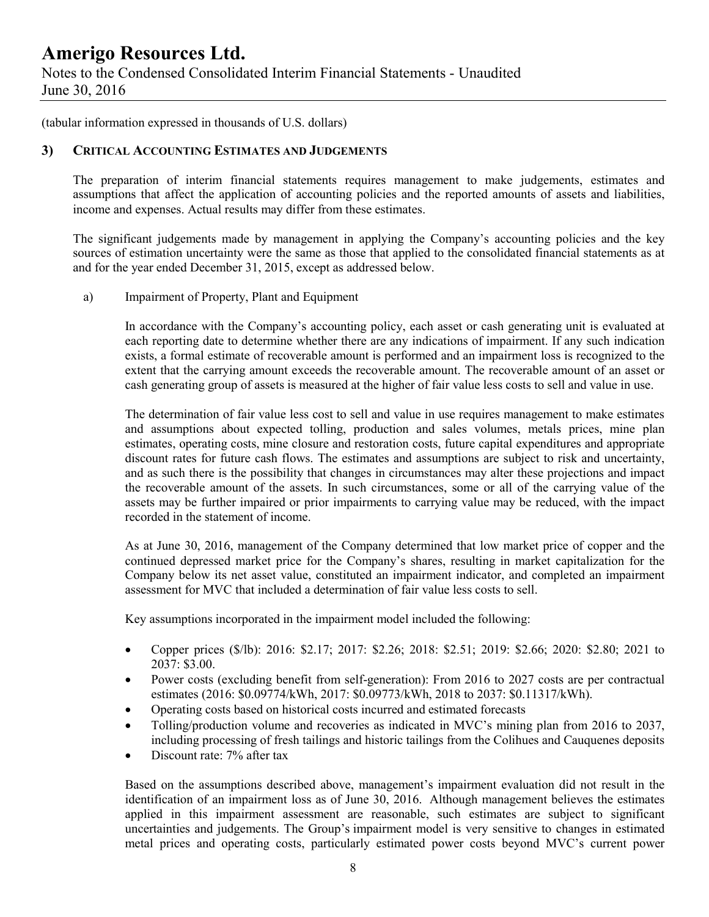(tabular information expressed in thousands of U.S. dollars)

## 3) CRITICAL ACCOUNTING ESTIMATES AND JUDGEMENTS

The preparation of interim financial statements requires management to make judgements, estimates and assumptions that affect the application of accounting policies and the reported amounts of assets and liabilities, income and expenses. Actual results may differ from these estimates.

The significant judgements made by management in applying the Company's accounting policies and the key sources of estimation uncertainty were the same as those that applied to the consolidated financial statements as at and for the year ended December 31, 2015, except as addressed below.

a) Impairment of Property, Plant and Equipment

In accordance with the Company's accounting policy, each asset or cash generating unit is evaluated at each reporting date to determine whether there are any indications of impairment. If any such indication exists, a formal estimate of recoverable amount is performed and an impairment loss is recognized to the extent that the carrying amount exceeds the recoverable amount. The recoverable amount of an asset or cash generating group of assets is measured at the higher of fair value less costs to sell and value in use.

The determination of fair value less cost to sell and value in use requires management to make estimates and assumptions about expected tolling, production and sales volumes, metals prices, mine plan estimates, operating costs, mine closure and restoration costs, future capital expenditures and appropriate discount rates for future cash flows. The estimates and assumptions are subject to risk and uncertainty, and as such there is the possibility that changes in circumstances may alter these projections and impact the recoverable amount of the assets. In such circumstances, some or all of the carrying value of the assets may be further impaired or prior impairments to carrying value may be reduced, with the impact recorded in the statement of income.

As at June 30, 2016, management of the Company determined that low market price of copper and the continued depressed market price for the Company's shares, resulting in market capitalization for the Company below its net asset value, constituted an impairment indicator, and completed an impairment assessment for MVC that included a determination of fair value less costs to sell.

Key assumptions incorporated in the impairment model included the following:

- Copper prices ($/lb): 2016: $2.17; 2017: $2.26; 2018: $2.51; 2019: $2.66; 2020: $2.80; 2021 to 2037: $3.00.
- Power costs (excluding benefit from self-generation): From 2016 to 2027 costs are per contractual estimates (2016: $0.09774/kWh, 2017: $0.09773/kWh, 2018 to 2037: $0.11317/kWh).
- Operating costs based on historical costs incurred and estimated forecasts
- Tolling/production volume and recoveries as indicated in MVC's mining plan from 2016 to 2037, including processing of fresh tailings and historic tailings from the Colihues and Cauquenes deposits
- Discount rate: 7% after tax

Based on the assumptions described above, management's impairment evaluation did not result in the identification of an impairment loss as of June 30, 2016. Although management believes the estimates applied in this impairment assessment are reasonable, such estimates are subject to significant uncertainties and judgements. The Group's impairment model is very sensitive to changes in estimated metal prices and operating costs, particularly estimated power costs beyond MVC's current power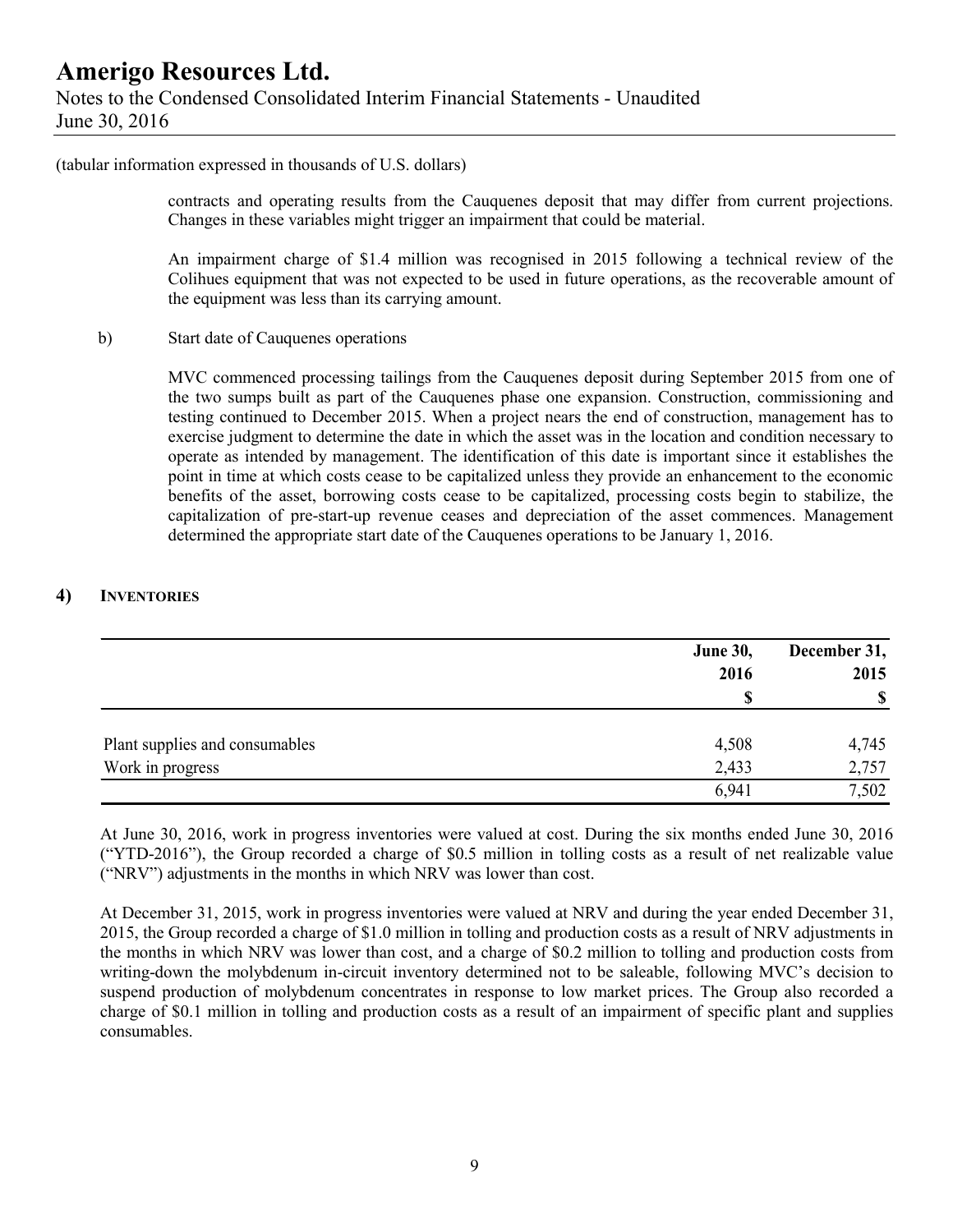(tabular information expressed in thousands of U.S. dollars)

contracts and operating results from the Cauquenes deposit that may differ from current projections. Changes in these variables might trigger an impairment that could be material.

An impairment charge of $1.4 million was recognised in 2015 following a technical review of the Colihues equipment that was not expected to be used in future operations, as the recoverable amount of the equipment was less than its carrying amount.

b) Start date of Cauquenes operations

MVC commenced processing tailings from the Cauquenes deposit during September 2015 from one of the two sumps built as part of the Cauquenes phase one expansion. Construction, commissioning and testing continued to December 2015. When a project nears the end of construction, management has to exercise judgment to determine the date in which the asset was in the location and condition necessary to operate as intended by management. The identification of this date is important since it establishes the point in time at which costs cease to be capitalized unless they provide an enhancement to the economic benefits of the asset, borrowing costs cease to be capitalized, processing costs begin to stabilize, the capitalization of pre-start-up revenue ceases and depreciation of the asset commences. Management determined the appropriate start date of the Cauquenes operations to be January 1, 2016.

## 4) INVENTORIES

| | June 30, 2016 | December 31, 2015 |
|---|---|---|
| | $ | $ |
| Plant supplies and consumables | 4,508 | 4,745 |
| Work in progress | 2,433 | 2,757 |
| | 6,941 | 7,502 |

At June 30, 2016, work in progress inventories were valued at cost. During the six months ended June 30, 2016 ("YTD-2016"), the Group recorded a charge of $0.5 million in tolling costs as a result of net realizable value ("NRV") adjustments in the months in which NRV was lower than cost.

At December 31, 2015, work in progress inventories were valued at NRV and during the year ended December 31, 2015, the Group recorded a charge of $1.0 million in tolling and production costs as a result of NRV adjustments in the months in which NRV was lower than cost, and a charge of $0.2 million to tolling and production costs from writing-down the molybdenum in-circuit inventory determined not to be saleable, following MVC's decision to suspend production of molybdenum concentrates in response to low market prices. The Group also recorded a charge of $0.1 million in tolling and production costs as a result of an impairment of specific plant and supplies consumables.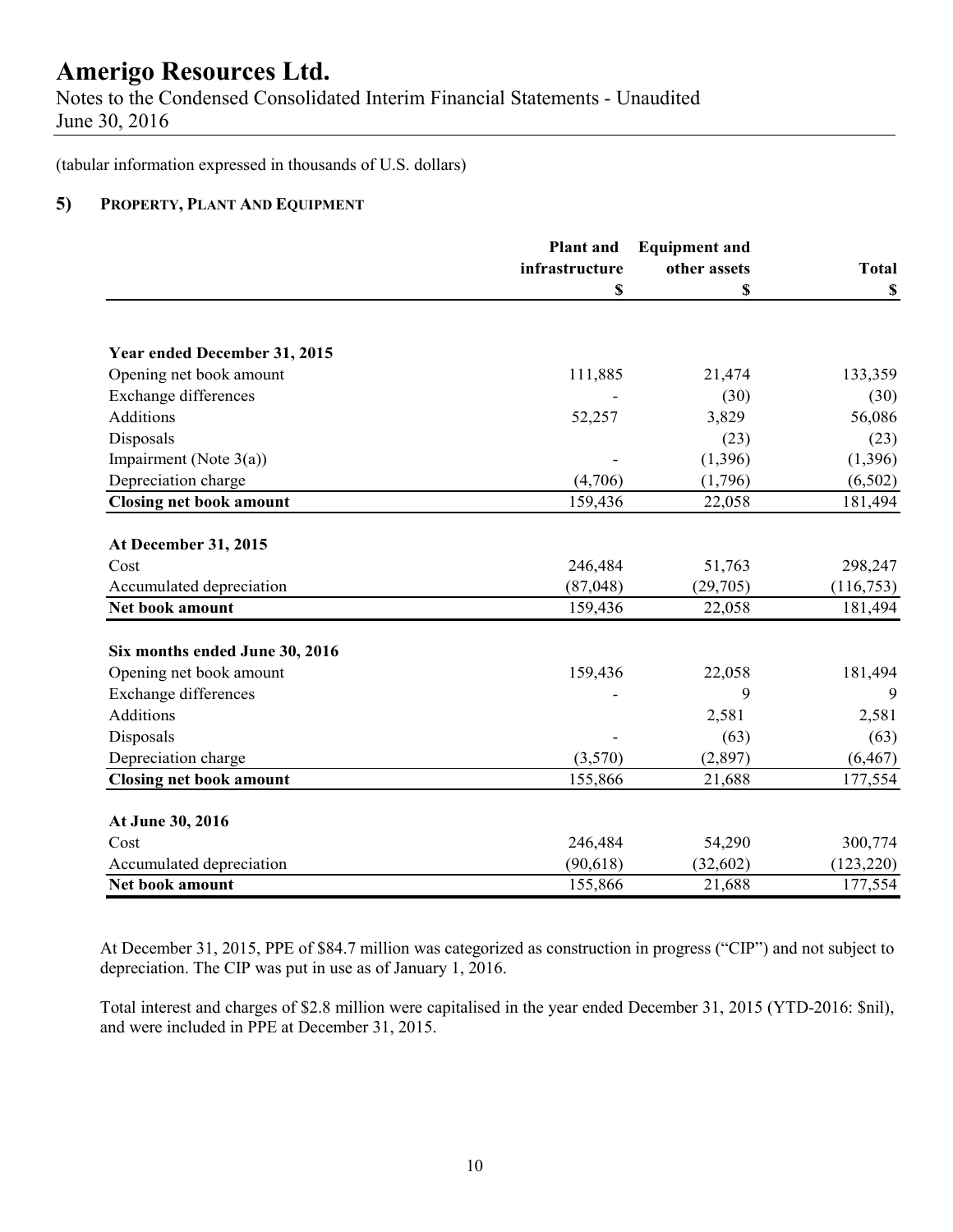(tabular information expressed in thousands of U.S. dollars)

## 5) PROPERTY, PLANT AND EQUIPMENT

| | Plant and infrastructure | Equipment and other assets | Total |
|---|---|---|---|
| | $ | $ | $ |
| **Year ended December 31, 2015** | | | |
| Opening net book amount | 111,885 | 21,474 | 133,359 |
| Exchange differences | - | (30) | (30) |
| Additions | 52,257 | 3,829 | 56,086 |
| Disposals | | (23) | (23) |
| Impairment (Note 3(a)) | - | (1,396) | (1,396) |
| Depreciation charge | (4,706) | (1,796) | (6,502) |
| **Closing net book amount** | 159,436 | 22,058 | 181,494 |
| **At December 31, 2015** | | | |
| Cost | 246,484 | 51,763 | 298,247 |
| Accumulated depreciation | (87,048) | (29,705) | (116,753) |
| **Net book amount** | 159,436 | 22,058 | 181,494 |
| **Six months ended June 30, 2016** | | | |
| Opening net book amount | 159,436 | 22,058 | 181,494 |
| Exchange differences | - | 9 | 9 |
| Additions | | 2,581 | 2,581 |
| Disposals | - | (63) | (63) |
| Depreciation charge | (3,570) | (2,897) | (6,467) |
| **Closing net book amount** | 155,866 | 21,688 | 177,554 |
| **At June 30, 2016** | | | |
| Cost | 246,484 | 54,290 | 300,774 |
| Accumulated depreciation | (90,618) | (32,602) | (123,220) |
| **Net book amount** | 155,866 | 21,688 | 177,554 |

At December 31, 2015, PPE of $84.7 million was categorized as construction in progress ("CIP") and not subject to depreciation. The CIP was put in use as of January 1, 2016.

Total interest and charges of $2.8 million were capitalised in the year ended December 31, 2015 (YTD-2016: $nil), and were included in PPE at December 31, 2015.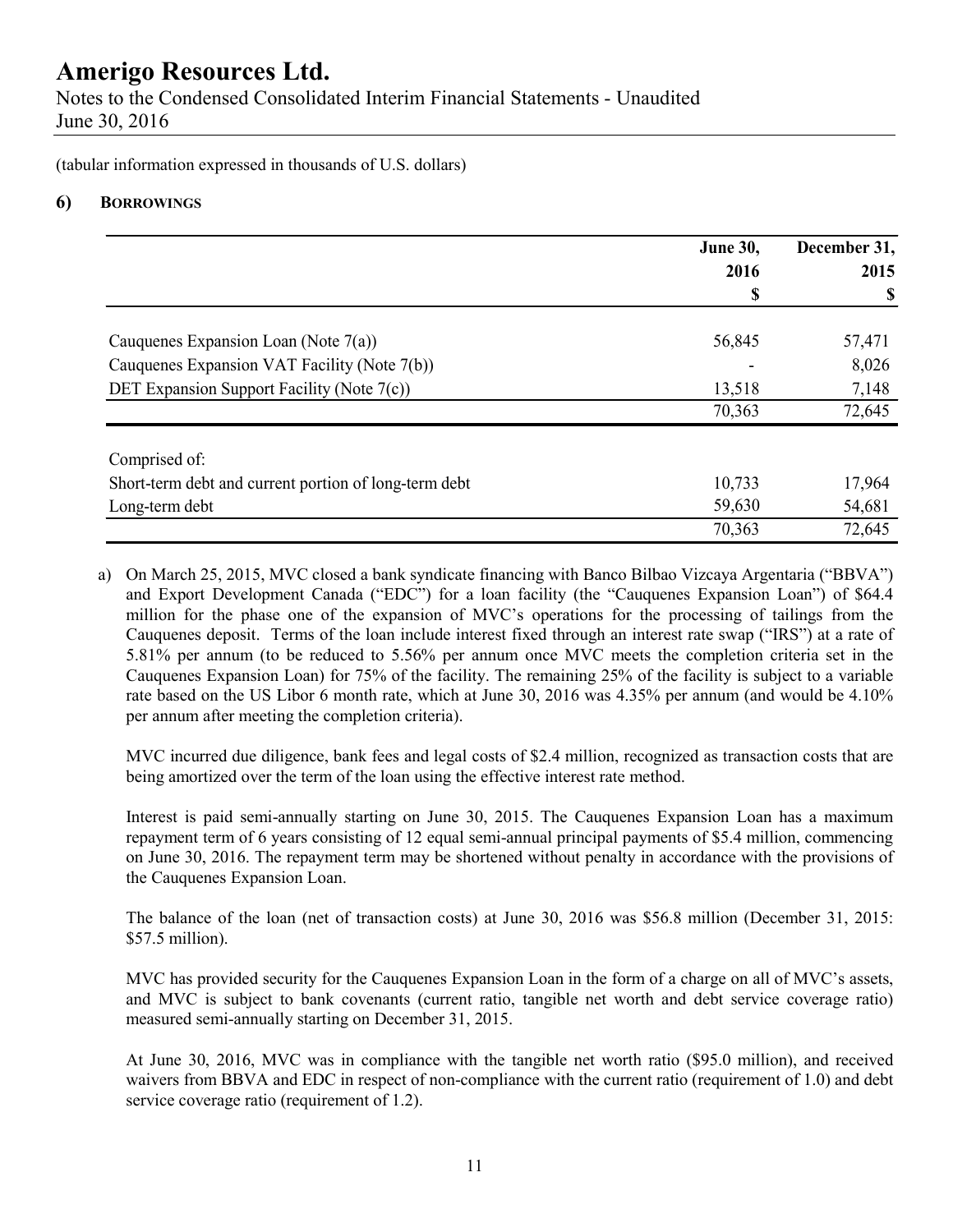(tabular information expressed in thousands of U.S. dollars)

## 6) BORROWINGS

| | June 30, 2016 $ | December 31, 2015 $ |
|---|---|---|
| Cauquenes Expansion Loan (Note 7(a)) | 56,845 | 57,471 |
| Cauquenes Expansion VAT Facility (Note 7(b)) | - | 8,026 |
| DET Expansion Support Facility (Note 7(c)) | 13,518 | 7,148 |
| | 70,363 | 72,645 |
| Comprised of: | | |
| Short-term debt and current portion of long-term debt | 10,733 | 17,964 |
| Long-term debt | 59,630 | 54,681 |
| | 70,363 | 72,645 |

a) On March 25, 2015, MVC closed a bank syndicate financing with Banco Bilbao Vizcaya Argentaria ("BBVA") and Export Development Canada ("EDC") for a loan facility (the "Cauquenes Expansion Loan") of $64.4 million for the phase one of the expansion of MVC's operations for the processing of tailings from the Cauquenes deposit. Terms of the loan include interest fixed through an interest rate swap ("IRS") at a rate of 5.81% per annum (to be reduced to 5.56% per annum once MVC meets the completion criteria set in the Cauquenes Expansion Loan) for 75% of the facility. The remaining 25% of the facility is subject to a variable rate based on the US Libor 6 month rate, which at June 30, 2016 was 4.35% per annum (and would be 4.10% per annum after meeting the completion criteria).

MVC incurred due diligence, bank fees and legal costs of $2.4 million, recognized as transaction costs that are being amortized over the term of the loan using the effective interest rate method.

Interest is paid semi-annually starting on June 30, 2015. The Cauquenes Expansion Loan has a maximum repayment term of 6 years consisting of 12 equal semi-annual principal payments of $5.4 million, commencing on June 30, 2016. The repayment term may be shortened without penalty in accordance with the provisions of the Cauquenes Expansion Loan.

The balance of the loan (net of transaction costs) at June 30, 2016 was $56.8 million (December 31, 2015: $57.5 million).

MVC has provided security for the Cauquenes Expansion Loan in the form of a charge on all of MVC's assets, and MVC is subject to bank covenants (current ratio, tangible net worth and debt service coverage ratio) measured semi-annually starting on December 31, 2015.

At June 30, 2016, MVC was in compliance with the tangible net worth ratio ($95.0 million), and received waivers from BBVA and EDC in respect of non-compliance with the current ratio (requirement of 1.0) and debt service coverage ratio (requirement of 1.2).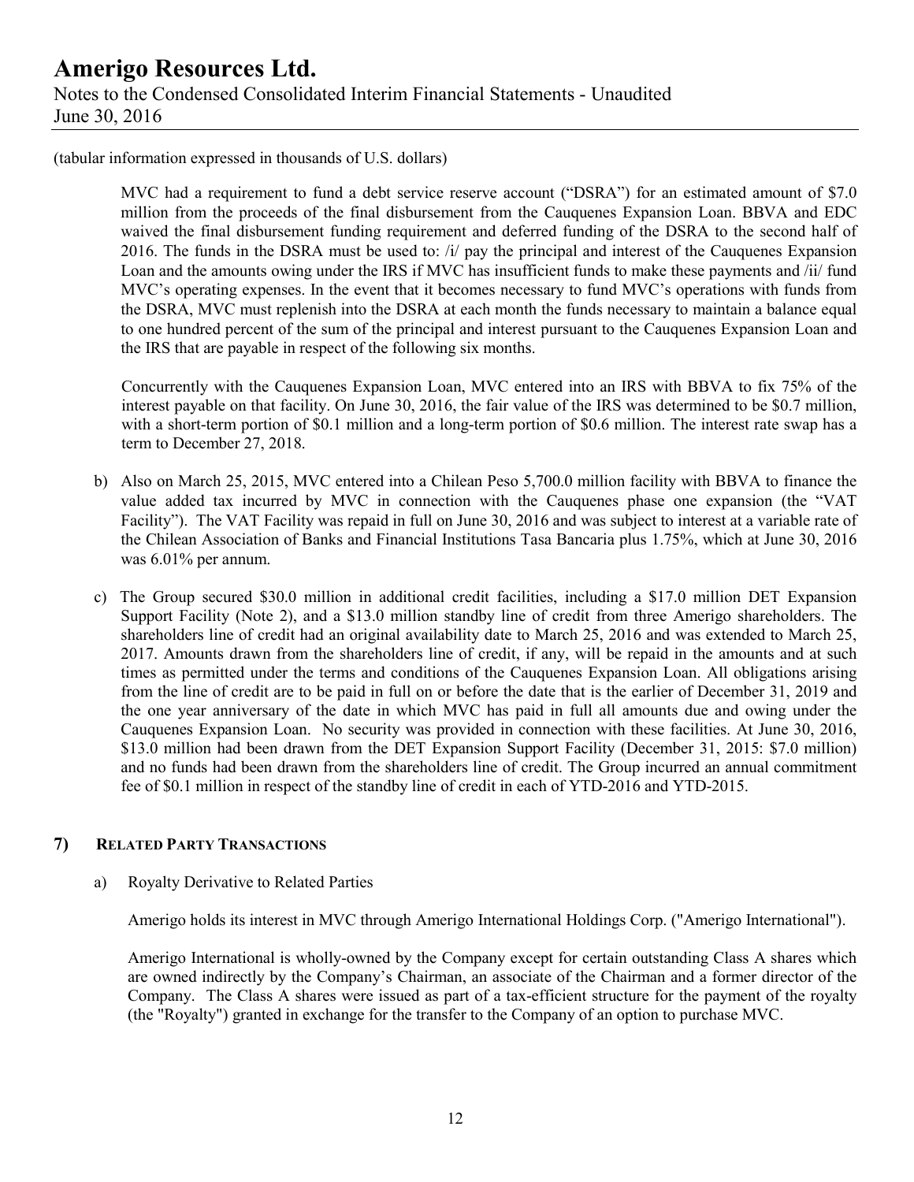(tabular information expressed in thousands of U.S. dollars)

MVC had a requirement to fund a debt service reserve account ("DSRA") for an estimated amount of $7.0 million from the proceeds of the final disbursement from the Cauquenes Expansion Loan. BBVA and EDC waived the final disbursement funding requirement and deferred funding of the DSRA to the second half of 2016. The funds in the DSRA must be used to: /i/ pay the principal and interest of the Cauquenes Expansion Loan and the amounts owing under the IRS if MVC has insufficient funds to make these payments and /ii/ fund MVC's operating expenses. In the event that it becomes necessary to fund MVC's operations with funds from the DSRA, MVC must replenish into the DSRA at each month the funds necessary to maintain a balance equal to one hundred percent of the sum of the principal and interest pursuant to the Cauquenes Expansion Loan and the IRS that are payable in respect of the following six months.

Concurrently with the Cauquenes Expansion Loan, MVC entered into an IRS with BBVA to fix 75% of the interest payable on that facility. On June 30, 2016, the fair value of the IRS was determined to be $0.7 million, with a short-term portion of $0.1 million and a long-term portion of $0.6 million. The interest rate swap has a term to December 27, 2018.

b) Also on March 25, 2015, MVC entered into a Chilean Peso 5,700.0 million facility with BBVA to finance the value added tax incurred by MVC in connection with the Cauquenes phase one expansion (the "VAT Facility"). The VAT Facility was repaid in full on June 30, 2016 and was subject to interest at a variable rate of the Chilean Association of Banks and Financial Institutions Tasa Bancaria plus 1.75%, which at June 30, 2016 was 6.01% per annum.

c) The Group secured $30.0 million in additional credit facilities, including a $17.0 million DET Expansion Support Facility (Note 2), and a $13.0 million standby line of credit from three Amerigo shareholders. The shareholders line of credit had an original availability date to March 25, 2016 and was extended to March 25, 2017. Amounts drawn from the shareholders line of credit, if any, will be repaid in the amounts and at such times as permitted under the terms and conditions of the Cauquenes Expansion Loan. All obligations arising from the line of credit are to be paid in full on or before the date that is the earlier of December 31, 2019 and the one year anniversary of the date in which MVC has paid in full all amounts due and owing under the Cauquenes Expansion Loan. No security was provided in connection with these facilities. At June 30, 2016, $13.0 million had been drawn from the DET Expansion Support Facility (December 31, 2015: $7.0 million) and no funds had been drawn from the shareholders line of credit. The Group incurred an annual commitment fee of $0.1 million in respect of the standby line of credit in each of YTD-2016 and YTD-2015.

## 7) Related Party Transactions

a) Royalty Derivative to Related Parties

Amerigo holds its interest in MVC through Amerigo International Holdings Corp. ("Amerigo International").

Amerigo International is wholly-owned by the Company except for certain outstanding Class A shares which are owned indirectly by the Company's Chairman, an associate of the Chairman and a former director of the Company. The Class A shares were issued as part of a tax-efficient structure for the payment of the royalty (the "Royalty") granted in exchange for the transfer to the Company of an option to purchase MVC.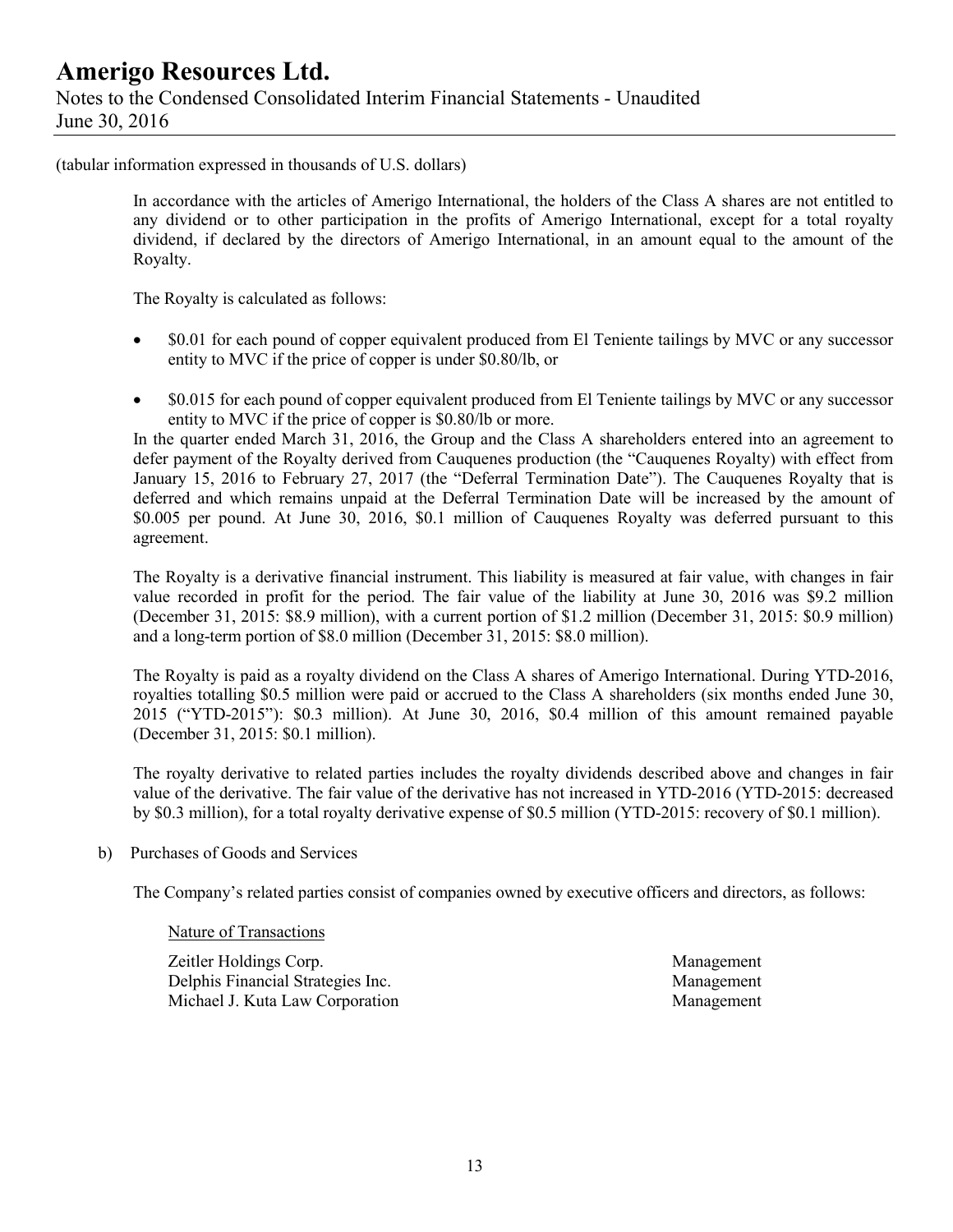(tabular information expressed in thousands of U.S. dollars)

In accordance with the articles of Amerigo International, the holders of the Class A shares are not entitled to any dividend or to other participation in the profits of Amerigo International, except for a total royalty dividend, if declared by the directors of Amerigo International, in an amount equal to the amount of the Royalty.

The Royalty is calculated as follows:

- \$0.01 for each pound of copper equivalent produced from El Teniente tailings by MVC or any successor entity to MVC if the price of copper is under \$0.80/lb, or
- \$0.015 for each pound of copper equivalent produced from El Teniente tailings by MVC or any successor entity to MVC if the price of copper is \$0.80/lb or more.

In the quarter ended March 31, 2016, the Group and the Class A shareholders entered into an agreement to defer payment of the Royalty derived from Cauquenes production (the "Cauquenes Royalty) with effect from January 15, 2016 to February 27, 2017 (the "Deferral Termination Date"). The Cauquenes Royalty that is deferred and which remains unpaid at the Deferral Termination Date will be increased by the amount of \$0.005 per pound. At June 30, 2016, \$0.1 million of Cauquenes Royalty was deferred pursuant to this agreement.

The Royalty is a derivative financial instrument. This liability is measured at fair value, with changes in fair value recorded in profit for the period. The fair value of the liability at June 30, 2016 was \$9.2 million (December 31, 2015: \$8.9 million), with a current portion of \$1.2 million (December 31, 2015: \$0.9 million) and a long-term portion of \$8.0 million (December 31, 2015: \$8.0 million).

The Royalty is paid as a royalty dividend on the Class A shares of Amerigo International. During YTD-2016, royalties totalling \$0.5 million were paid or accrued to the Class A shareholders (six months ended June 30, 2015 ("YTD-2015"): \$0.3 million). At June 30, 2016, \$0.4 million of this amount remained payable (December 31, 2015: \$0.1 million).

The royalty derivative to related parties includes the royalty dividends described above and changes in fair value of the derivative. The fair value of the derivative has not increased in YTD-2016 (YTD-2015: decreased by \$0.3 million), for a total royalty derivative expense of \$0.5 million (YTD-2015: recovery of \$0.1 million).

b) Purchases of Goods and Services

The Company's related parties consist of companies owned by executive officers and directors, as follows:

| <u>Nature of Transactions</u> | |
|---|---|
| Zeitler Holdings Corp. | Management |
| Delphis Financial Strategies Inc. | Management |
| Michael J. Kuta Law Corporation | Management |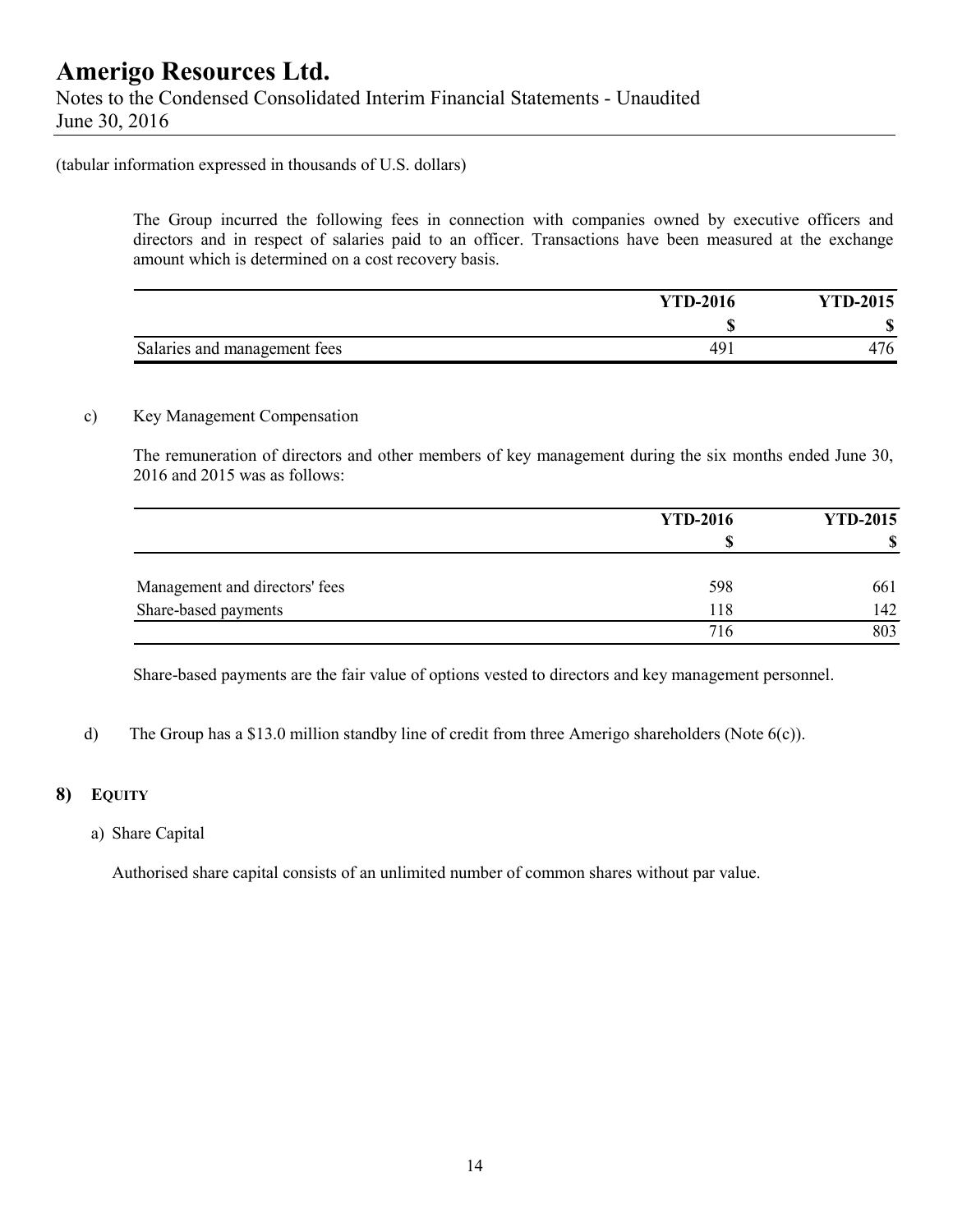(tabular information expressed in thousands of U.S. dollars)

The Group incurred the following fees in connection with companies owned by executive officers and directors and in respect of salaries paid to an officer. Transactions have been measured at the exchange amount which is determined on a cost recovery basis.

| | YTD-2016 | YTD-2015 |
|---|---|---|
| | $ | $ |
| Salaries and management fees | 491 | 476 |

c) Key Management Compensation

The remuneration of directors and other members of key management during the six months ended June 30, 2016 and 2015 was as follows:

| | YTD-2016 | YTD-2015 |
|---|---|---|
| | $ | $ |
| Management and directors' fees | 598 | 661 |
| Share-based payments | 118 | 142 |
| | 716 | 803 |

Share-based payments are the fair value of options vested to directors and key management personnel.

d) The Group has a $13.0 million standby line of credit from three Amerigo shareholders (Note 6(c)).

## 8) EQUITY

a) Share Capital

Authorised share capital consists of an unlimited number of common shares without par value.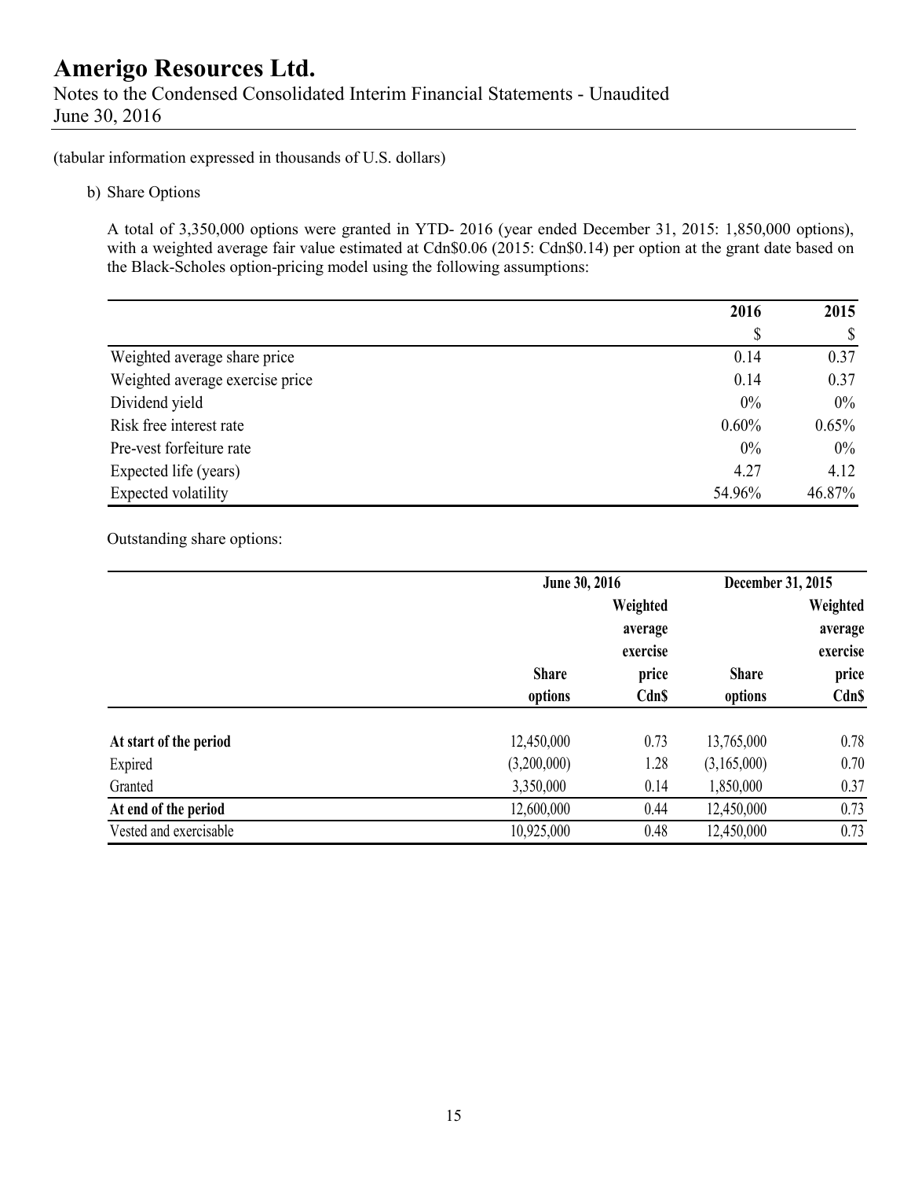(tabular information expressed in thousands of U.S. dollars)

b) Share Options

A total of 3,350,000 options were granted in YTD- 2016 (year ended December 31, 2015: 1,850,000 options), with a weighted average fair value estimated at Cdn$0.06 (2015: Cdn$0.14) per option at the grant date based on the Black-Scholes option-pricing model using the following assumptions:

| | 2016 | 2015 |
|---|---|---|
| | $ | $ |
| Weighted average share price | 0.14 | 0.37 |
| Weighted average exercise price | 0.14 | 0.37 |
| Dividend yield | 0% | 0% |
| Risk free interest rate | 0.60% | 0.65% |
| Pre-vest forfeiture rate | 0% | 0% |
| Expected life (years) | 4.27 | 4.12 |
| Expected volatility | 54.96% | 46.87% |

Outstanding share options:

| | June 30, 2016 | | December 31, 2015 | |
|---|---|---|---|---|
| | Share options | Weighted average exercise price Cdn$ | Share options | Weighted average exercise price Cdn$ |
| **At start of the period** | 12,450,000 | 0.73 | 13,765,000 | 0.78 |
| Expired | (3,200,000) | 1.28 | (3,165,000) | 0.70 |
| Granted | 3,350,000 | 0.14 | 1,850,000 | 0.37 |
| **At end of the period** | 12,600,000 | 0.44 | 12,450,000 | 0.73 |
| Vested and exercisable | 10,925,000 | 0.48 | 12,450,000 | 0.73 |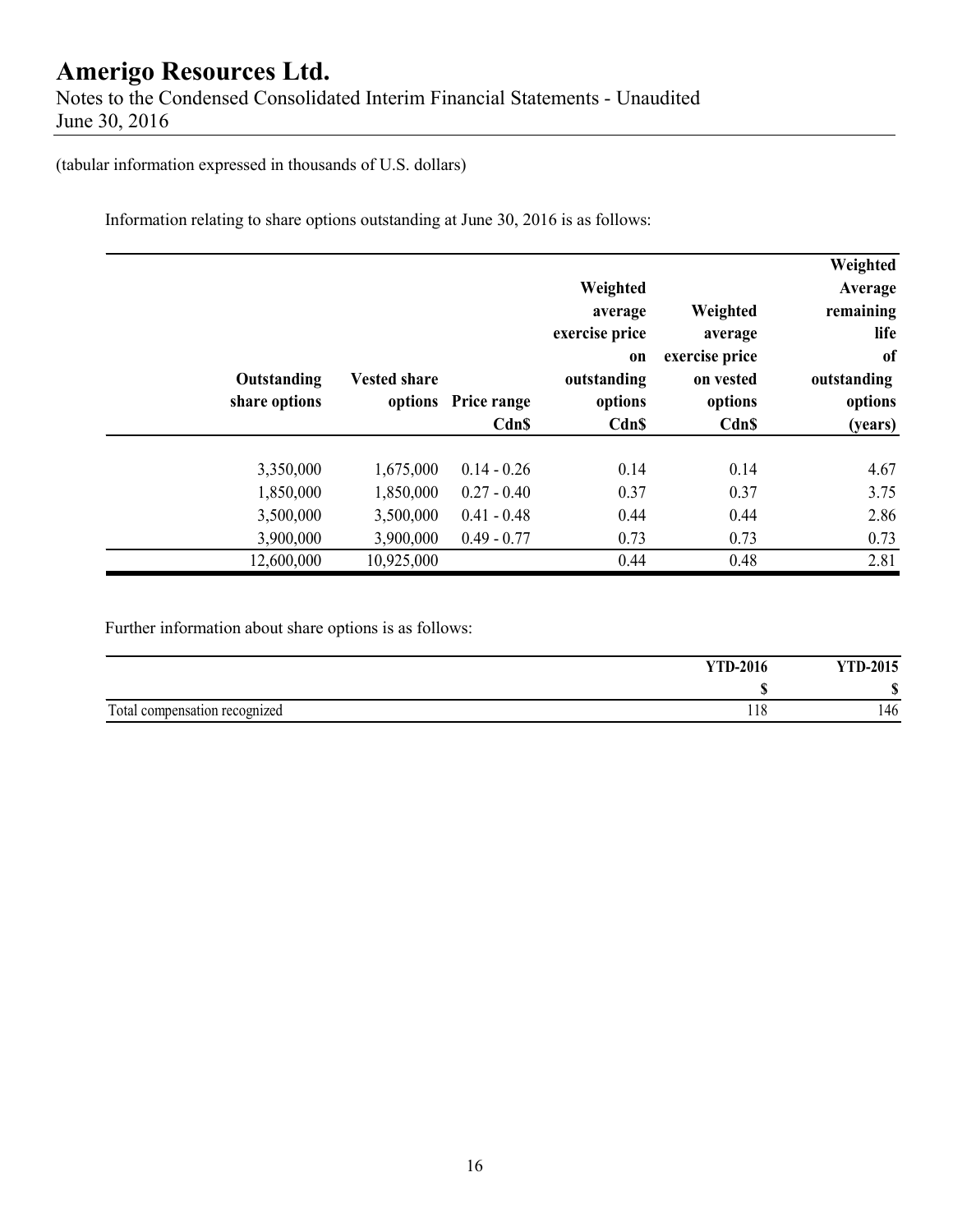(tabular information expressed in thousands of U.S. dollars)

Information relating to share options outstanding at June 30, 2016 is as follows:

| Outstanding share options | Vested share options | Price range Cdn$ | Weighted average exercise price on outstanding options Cdn$ | Weighted average exercise price on vested options Cdn$ | Weighted Average remaining life of outstanding options (years) |
|---|---|---|---|---|---|
| 3,350,000 | 1,675,000 | 0.14 - 0.26 | 0.14 | 0.14 | 4.67 |
| 1,850,000 | 1,850,000 | 0.27 - 0.40 | 0.37 | 0.37 | 3.75 |
| 3,500,000 | 3,500,000 | 0.41 - 0.48 | 0.44 | 0.44 | 2.86 |
| 3,900,000 | 3,900,000 | 0.49 - 0.77 | 0.73 | 0.73 | 0.73 |
| 12,600,000 | 10,925,000 | | 0.44 | 0.48 | 2.81 |

Further information about share options is as follows:

| | YTD-2016 | YTD-2015 |
|---|---|---|
| | $ | $ |
| Total compensation recognized | 118 | 146 |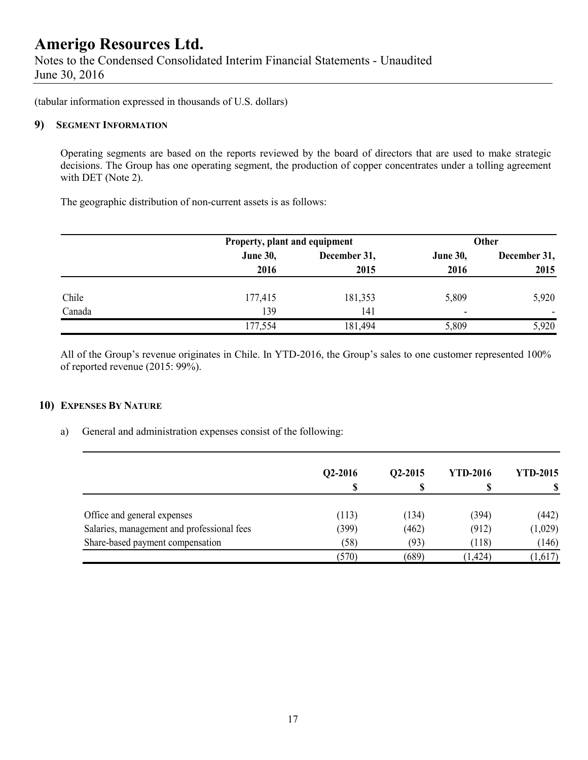(tabular information expressed in thousands of U.S. dollars)

## 9) Segment Information

Operating segments are based on the reports reviewed by the board of directors that are used to make strategic decisions. The Group has one operating segment, the production of copper concentrates under a tolling agreement with DET (Note 2).

The geographic distribution of non-current assets is as follows:

| | Property, plant and equipment | | Other | |
|---|---|---|---|---|
| | June 30, 2016 | December 31, 2015 | June 30, 2016 | December 31, 2015 |
| Chile | 177,415 | 181,353 | 5,809 | 5,920 |
| Canada | 139 | 141 | - | - |
| | 177,554 | 181,494 | 5,809 | 5,920 |

All of the Group's revenue originates in Chile. In YTD-2016, the Group's sales to one customer represented 100% of reported revenue (2015: 99%).

## 10) Expenses By Nature

a) General and administration expenses consist of the following:

| | Q2-2016 $ | Q2-2015 $ | YTD-2016 $ | YTD-2015 $ |
|---|---|---|---|---|
| Office and general expenses | (113) | (134) | (394) | (442) |
| Salaries, management and professional fees | (399) | (462) | (912) | (1,029) |
| Share-based payment compensation | (58) | (93) | (118) | (146) |
| | (570) | (689) | (1,424) | (1,617) |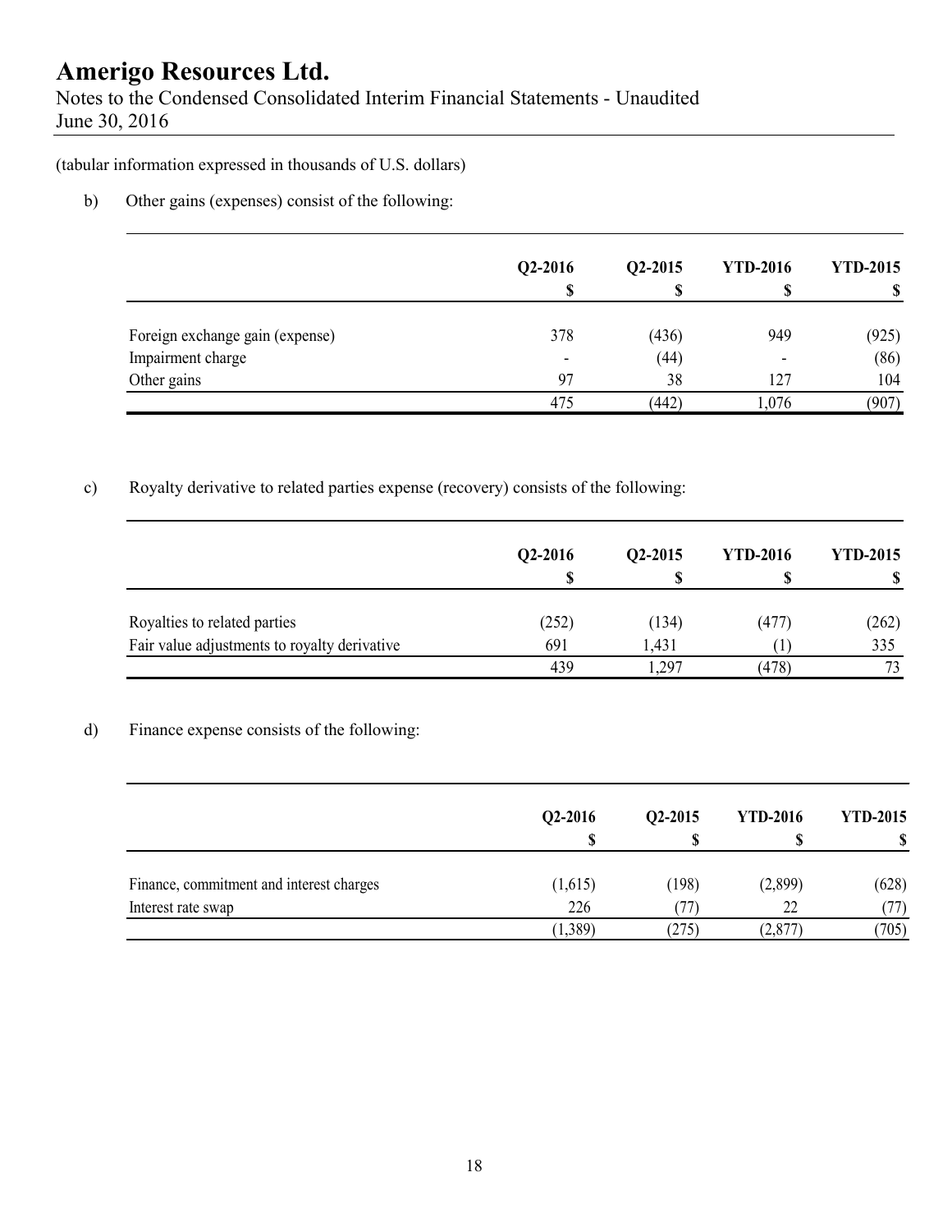# Amerigo Resources Ltd.

Notes to the Condensed Consolidated Interim Financial Statements - Unaudited
June 30, 2016

(tabular information expressed in thousands of U.S. dollars)

b) Other gains (expenses) consist of the following:

| | Q2-2016<br>$ | Q2-2015<br>$ | YTD-2016<br>$ | YTD-2015<br>$ |
|---|---|---|---|---|
| Foreign exchange gain (expense) | 378 | (436) | 949 | (925) |
| Impairment charge | - | (44) | - | (86) |
| Other gains | 97 | 38 | 127 | 104 |
| | 475 | (442) | 1,076 | (907) |

c) Royalty derivative to related parties expense (recovery) consists of the following:

| | Q2-2016<br>$ | Q2-2015<br>$ | YTD-2016<br>$ | YTD-2015<br>$ |
|---|---|---|---|---|
| Royalties to related parties | (252) | (134) | (477) | (262) |
| Fair value adjustments to royalty derivative | 691 | 1,431 | (1) | 335 |
| | 439 | 1,297 | (478) | 73 |

d) Finance expense consists of the following:

| | Q2-2016<br>$ | Q2-2015<br>$ | YTD-2016<br>$ | YTD-2015<br>$ |
|---|---|---|---|---|
| Finance, commitment and interest charges | (1,615) | (198) | (2,899) | (628) |
| Interest rate swap | 226 | (77) | 22 | (77) |
| | (1,389) | (275) | (2,877) | (705) |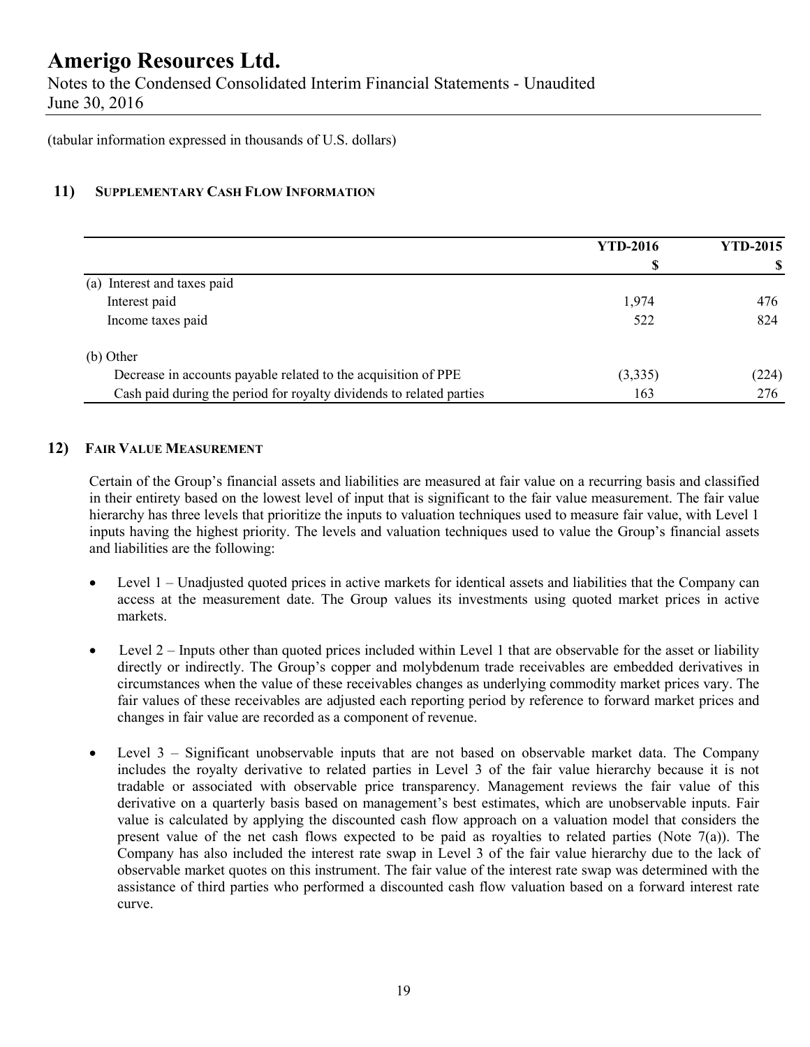(tabular information expressed in thousands of U.S. dollars)

## 11) SUPPLEMENTARY CASH FLOW INFORMATION

| | YTD-2016 | YTD-2015 |
|---|---|---|
| | $ | $ |
| (a) Interest and taxes paid | | |
| Interest paid | 1,974 | 476 |
| Income taxes paid | 522 | 824 |
| | | |
| (b) Other | | |
| Decrease in accounts payable related to the acquisition of PPE | (3,335) | (224) |
| Cash paid during the period for royalty dividends to related parties | 163 | 276 |

## 12) FAIR VALUE MEASUREMENT

Certain of the Group's financial assets and liabilities are measured at fair value on a recurring basis and classified in their entirety based on the lowest level of input that is significant to the fair value measurement. The fair value hierarchy has three levels that prioritize the inputs to valuation techniques used to measure fair value, with Level 1 inputs having the highest priority. The levels and valuation techniques used to value the Group's financial assets and liabilities are the following:

- Level 1 – Unadjusted quoted prices in active markets for identical assets and liabilities that the Company can access at the measurement date. The Group values its investments using quoted market prices in active markets.
- Level 2 – Inputs other than quoted prices included within Level 1 that are observable for the asset or liability directly or indirectly. The Group's copper and molybdenum trade receivables are embedded derivatives in circumstances when the value of these receivables changes as underlying commodity market prices vary. The fair values of these receivables are adjusted each reporting period by reference to forward market prices and changes in fair value are recorded as a component of revenue.
- Level 3 – Significant unobservable inputs that are not based on observable market data. The Company includes the royalty derivative to related parties in Level 3 of the fair value hierarchy because it is not tradable or associated with observable price transparency. Management reviews the fair value of this derivative on a quarterly basis based on management's best estimates, which are unobservable inputs. Fair value is calculated by applying the discounted cash flow approach on a valuation model that considers the present value of the net cash flows expected to be paid as royalties to related parties (Note 7(a)). The Company has also included the interest rate swap in Level 3 of the fair value hierarchy due to the lack of observable market quotes on this instrument. The fair value of the interest rate swap was determined with the assistance of third parties who performed a discounted cash flow valuation based on a forward interest rate curve.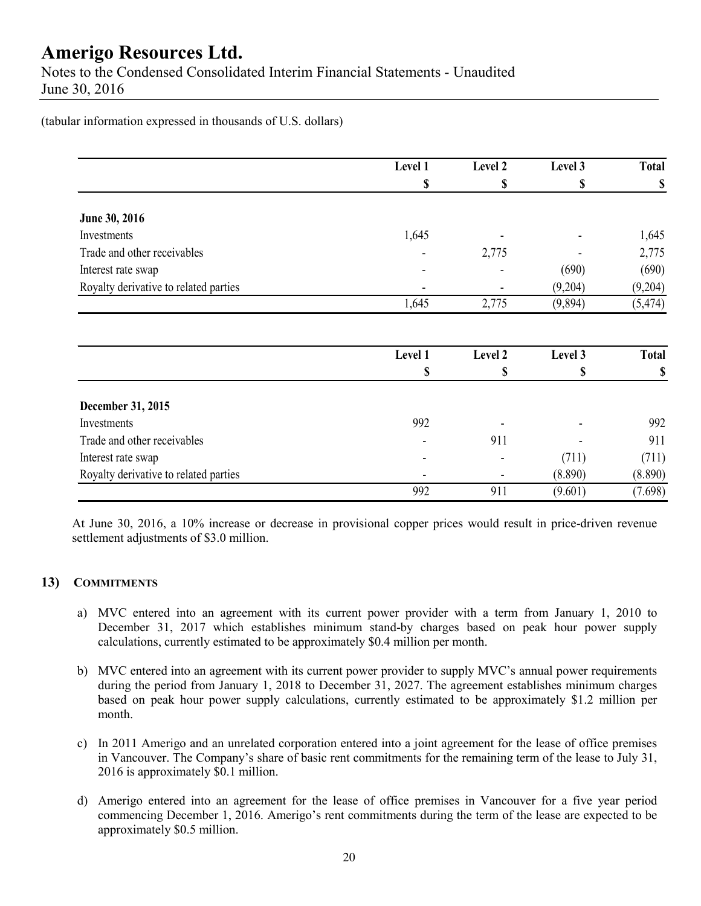(tabular information expressed in thousands of U.S. dollars)

| | Level 1 | Level 2 | Level 3 | Total |
|---|---|---|---|---|
| | $ | $ | $ | $ |
| **June 30, 2016** | | | | |
| Investments | 1,645 | - | - | 1,645 |
| Trade and other receivables | - | 2,775 | - | 2,775 |
| Interest rate swap | - | - | (690) | (690) |
| Royalty derivative to related parties | - | - | (9,204) | (9,204) |
| | 1,645 | 2,775 | (9,894) | (5,474) |

| | Level 1 | Level 2 | Level 3 | Total |
|---|---|---|---|---|
| | $ | $ | $ | $ |
| **December 31, 2015** | | | | |
| Investments | 992 | - | - | 992 |
| Trade and other receivables | - | 911 | - | 911 |
| Interest rate swap | - | - | (711) | (711) |
| Royalty derivative to related parties | - | - | (8.890) | (8.890) |
| | 992 | 911 | (9.601) | (7.698) |

At June 30, 2016, a 10% increase or decrease in provisional copper prices would result in price-driven revenue settlement adjustments of $3.0 million.

## 13) COMMITMENTS

a) MVC entered into an agreement with its current power provider with a term from January 1, 2010 to December 31, 2017 which establishes minimum stand-by charges based on peak hour power supply calculations, currently estimated to be approximately $0.4 million per month.

b) MVC entered into an agreement with its current power provider to supply MVC's annual power requirements during the period from January 1, 2018 to December 31, 2027. The agreement establishes minimum charges based on peak hour power supply calculations, currently estimated to be approximately $1.2 million per month.

c) In 2011 Amerigo and an unrelated corporation entered into a joint agreement for the lease of office premises in Vancouver. The Company's share of basic rent commitments for the remaining term of the lease to July 31, 2016 is approximately $0.1 million.

d) Amerigo entered into an agreement for the lease of office premises in Vancouver for a five year period commencing December 1, 2016. Amerigo's rent commitments during the term of the lease are expected to be approximately $0.5 million.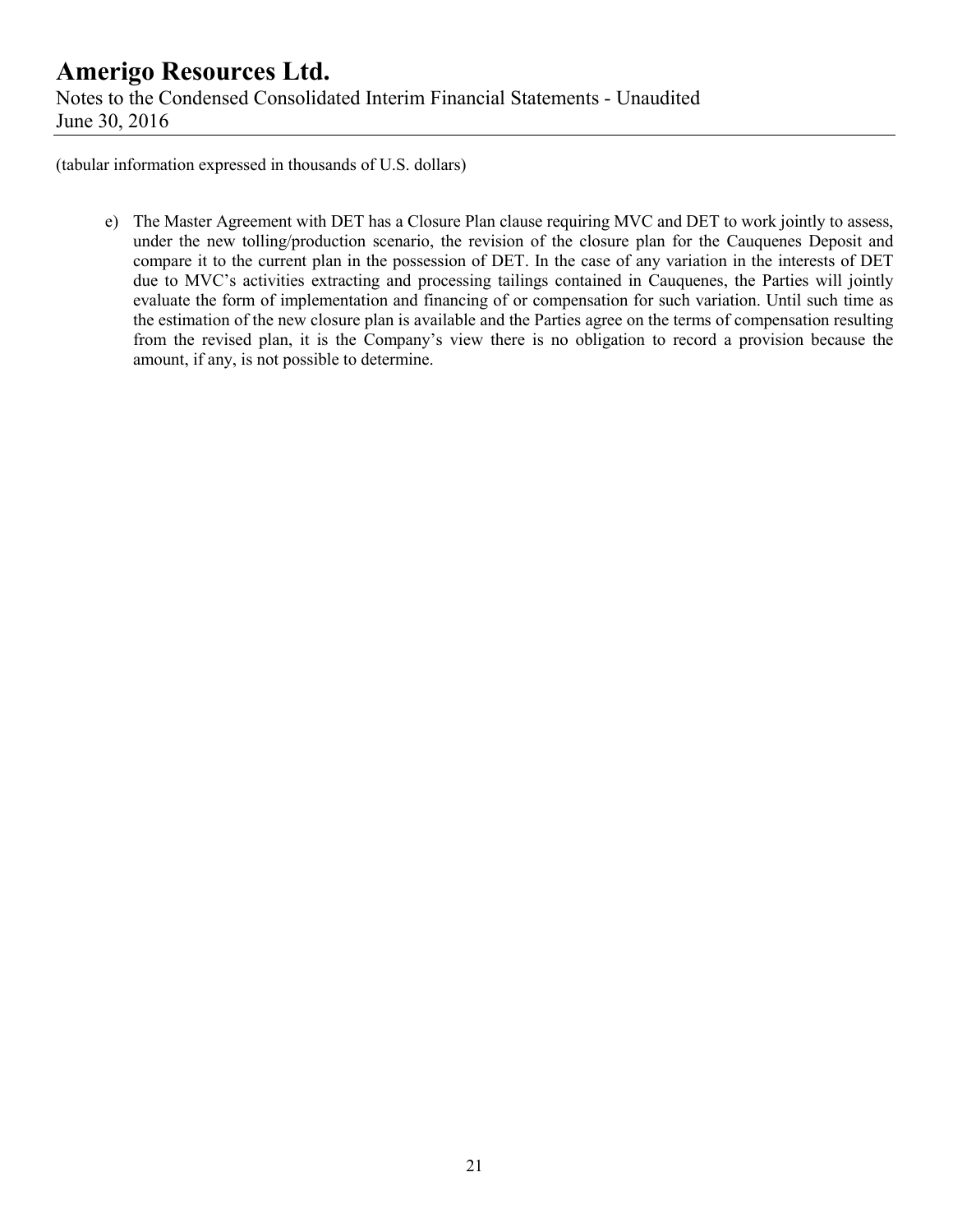(tabular information expressed in thousands of U.S. dollars)

e) The Master Agreement with DET has a Closure Plan clause requiring MVC and DET to work jointly to assess, under the new tolling/production scenario, the revision of the closure plan for the Cauquenes Deposit and compare it to the current plan in the possession of DET. In the case of any variation in the interests of DET due to MVC's activities extracting and processing tailings contained in Cauquenes, the Parties will jointly evaluate the form of implementation and financing of or compensation for such variation. Until such time as the estimation of the new closure plan is available and the Parties agree on the terms of compensation resulting from the revised plan, it is the Company's view there is no obligation to record a provision because the amount, if any, is not possible to determine.